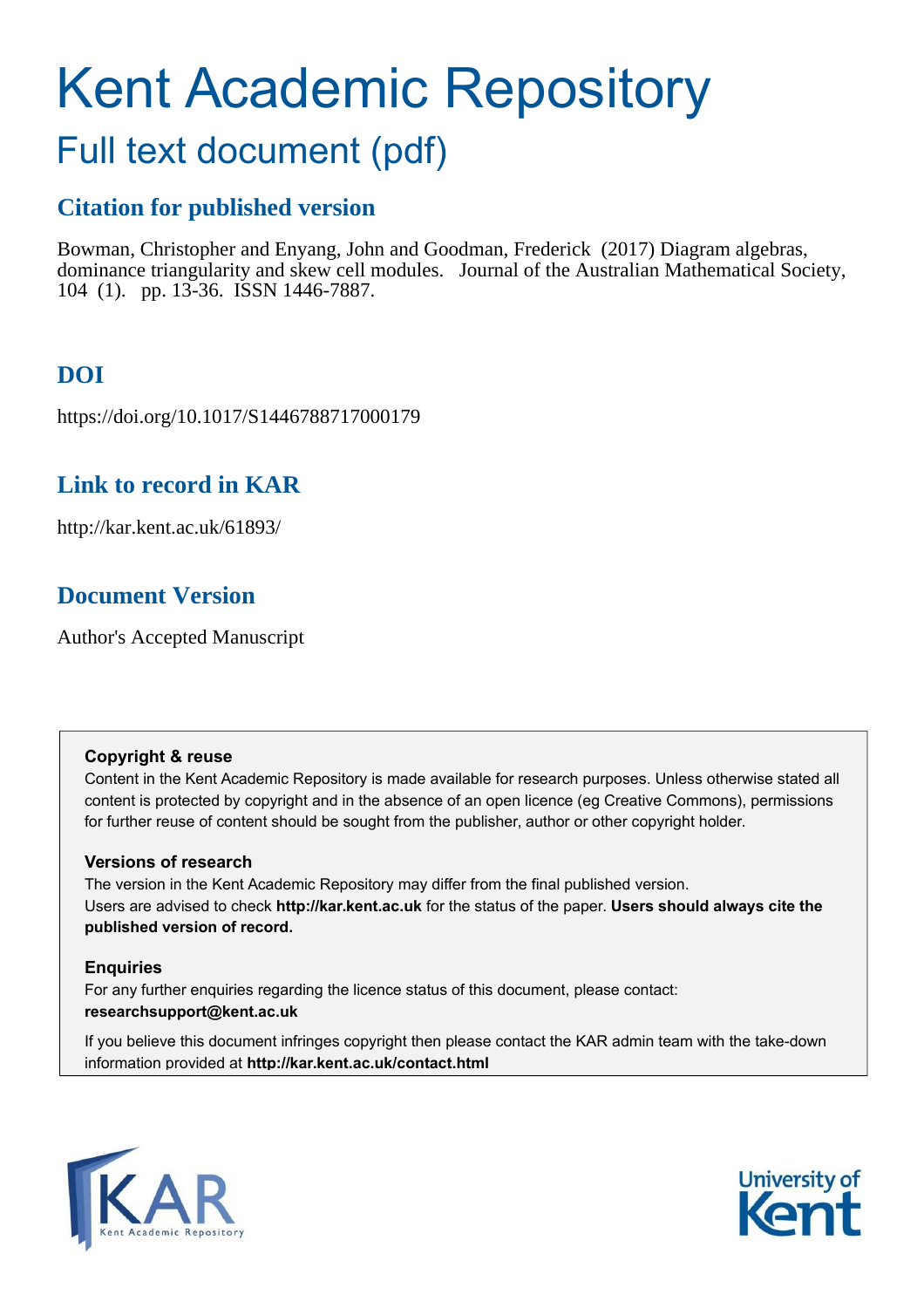# Kent Academic Repository

## Full text document (pdf)

### Citation for published version

Bowman, Christopher and Enyang, John and Goodman, Frederick (2017) Diagram algebras, dominance triangularity and skew cell modules. Journal of the Australian Mathematical Society, 104 (1). pp. 13-36. ISSN 1446-7887.

### DOI

https://doi.org/10.1017/S1446788717000179

### Link to record in KAR

http://kar.kent.ac.uk/61893/

### Document Version

Author's Accepted Manuscript

**Copyright & reuse**

Content in the Kent Academic Repository is made available for research purposes. Unless otherwise stated all content is protected by copyright and in the absence of an open licence (eg Creative Commons), permissions for further reuse of content should be sought from the publisher, author or other copyright holder.

**Versions of research**

The version in the Kent Academic Repository may differ from the final published version. Users are advised to check **http://kar.kent.ac.uk** for the status of the paper. **Users should always cite the published version of record.**

**Enquiries**

For any further enquiries regarding the licence status of this document, please contact: **researchsupport@kent.ac.uk**

If you believe this document infringes copyright then please contact the KAR admin team with the take-down information provided at **http://kar.kent.ac.uk/contact.html**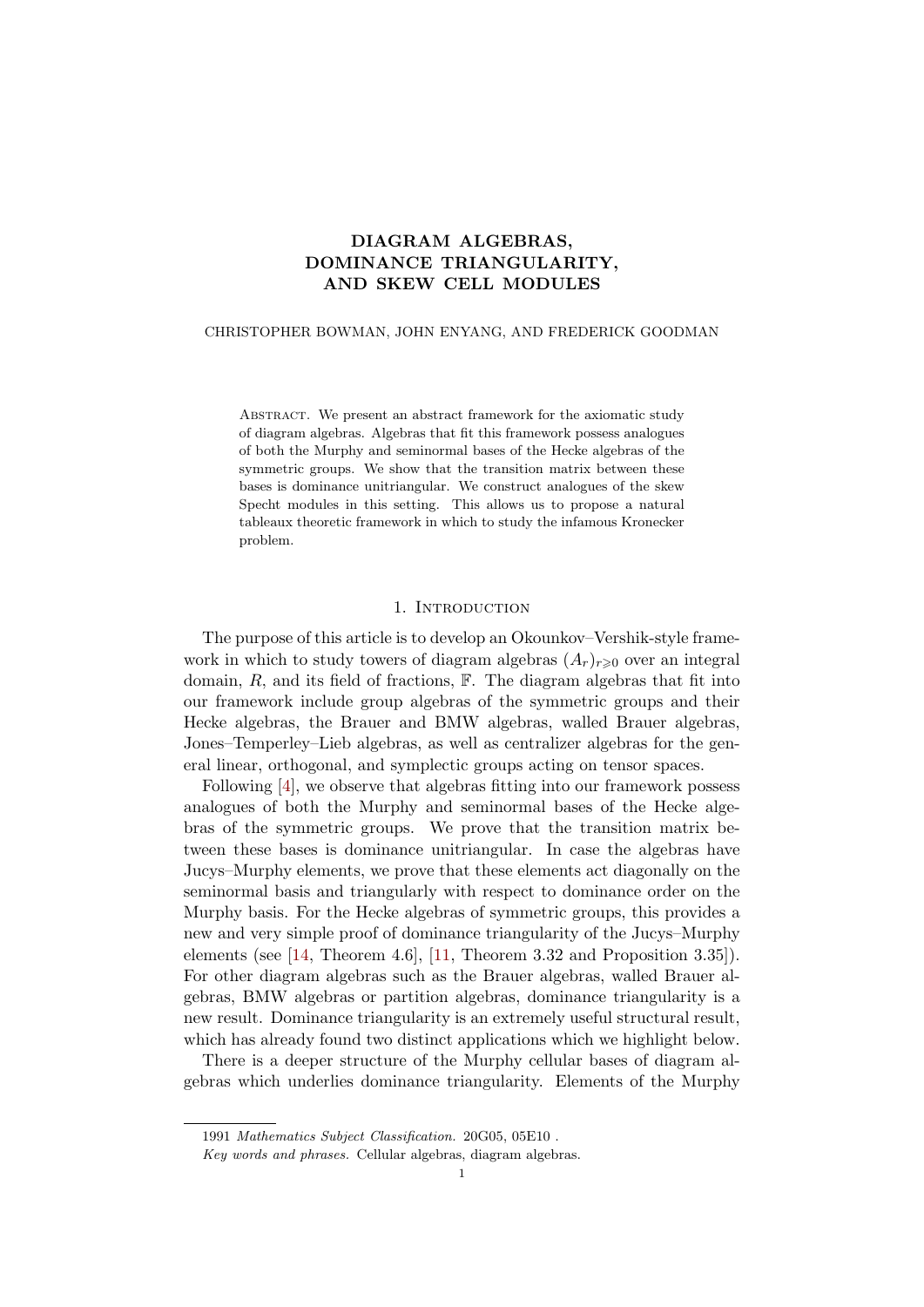# DIAGRAM ALGEBRAS, DOMINANCE TRIANGULARITY, AND SKEW CELL MODULES

CHRISTOPHER BOWMAN, JOHN ENYANG, AND FREDERICK GOODMAN

Abstract. We present an abstract framework for the axiomatic study of diagram algebras. Algebras that fit this framework possess analogues of both the Murphy and seminormal bases of the Hecke algebras of the symmetric groups. We show that the transition matrix between these bases is dominance unitriangular. We construct analogues of the skew Specht modules in this setting. This allows us to propose a natural tableaux theoretic framework in which to study the infamous Kronecker problem.

## 1. Introduction

The purpose of this article is to develop an Okounkov–Vershik-style framework in which to study towers of diagram algebras $(A_r)_{r\geqslant 0}$ over an integral domain, $R$, and its field of fractions, $\mathbb{F}$. The diagram algebras that fit into our framework include group algebras of the symmetric groups and their Hecke algebras, the Brauer and BMW algebras, walled Brauer algebras, Jones–Temperley–Lieb algebras, as well as centralizer algebras for the general linear, orthogonal, and symplectic groups acting on tensor spaces.

Following [4], we observe that algebras fitting into our framework possess analogues of both the Murphy and seminormal bases of the Hecke algebras of the symmetric groups. We prove that the transition matrix between these bases is dominance unitriangular. In case the algebras have Jucys–Murphy elements, we prove that these elements act diagonally on the seminormal basis and triangularly with respect to dominance order on the Murphy basis. For the Hecke algebras of symmetric groups, this provides a new and very simple proof of dominance triangularity of the Jucys–Murphy elements (see [14, Theorem 4.6], [11, Theorem 3.32 and Proposition 3.35]). For other diagram algebras such as the Brauer algebras, walled Brauer algebras, BMW algebras or partition algebras, dominance triangularity is a new result. Dominance triangularity is an extremely useful structural result, which has already found two distinct applications which we highlight below.

There is a deeper structure of the Murphy cellular bases of diagram algebras which underlies dominance triangularity. Elements of the Murphy

1991 *Mathematics Subject Classification.* 20G05, 05E10 .

*Key words and phrases.* Cellular algebras, diagram algebras.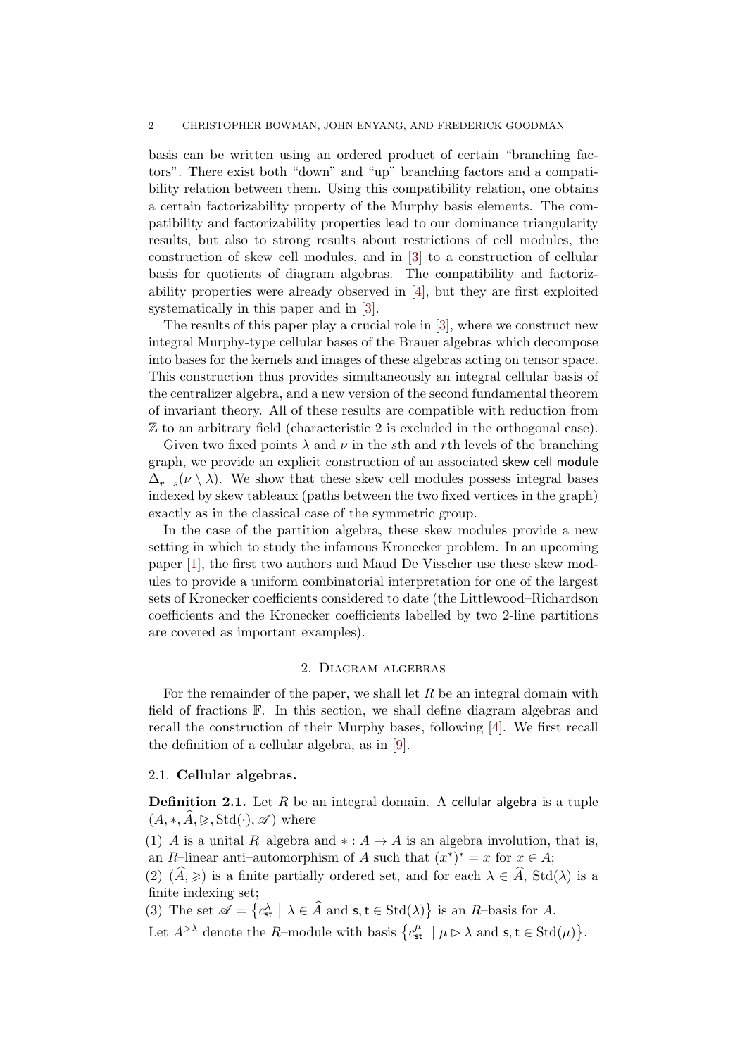basis can be written using an ordered product of certain "branching factors". There exist both "down" and "up" branching factors and a compatibility relation between them. Using this compatibility relation, one obtains a certain factorizability property of the Murphy basis elements. The compatibility and factorizability properties lead to our dominance triangularity results, but also to strong results about restrictions of cell modules, the construction of skew cell modules, and in [3] to a construction of cellular basis for quotients of diagram algebras. The compatibility and factorizability properties were already observed in [4], but they are first exploited systematically in this paper and in [3].

The results of this paper play a crucial role in [3], where we construct new integral Murphy-type cellular bases of the Brauer algebras which decompose into bases for the kernels and images of these algebras acting on tensor space. This construction thus provides simultaneously an integral cellular basis of the centralizer algebra, and a new version of the second fundamental theorem of invariant theory. All of these results are compatible with reduction from $\mathbb{Z}$ to an arbitrary field (characteristic 2 is excluded in the orthogonal case).

Given two fixed points $\lambda$ and $\nu$ in the $s$th and $r$th levels of the branching graph, we provide an explicit construction of an associated skew cell module $\Delta_{r-s}(\nu \setminus \lambda)$. We show that these skew cell modules possess integral bases indexed by skew tableaux (paths between the two fixed vertices in the graph) exactly as in the classical case of the symmetric group.

In the case of the partition algebra, these skew modules provide a new setting in which to study the infamous Kronecker problem. In an upcoming paper [1], the first two authors and Maud De Visscher use these skew modules to provide a uniform combinatorial interpretation for one of the largest sets of Kronecker coefficients considered to date (the Littlewood–Richardson coefficients and the Kronecker coefficients labelled by two 2-line partitions are covered as important examples).

## 2. Diagram algebras

For the remainder of the paper, we shall let $R$ be an integral domain with field of fractions $\mathbb{F}$. In this section, we shall define diagram algebras and recall the construction of their Murphy bases, following [4]. We first recall the definition of a cellular algebra, as in [9].

### 2.1. Cellular algebras.

**Definition 2.1.** Let $R$ be an integral domain. A cellular algebra is a tuple $(A, *, \widehat{A}, \trianglerighteq, \mathrm{Std}(\cdot), \mathscr{A})$ where

(1) $A$ is a unital $R$–algebra and $* : A \to A$ is an algebra involution, that is, an $R$–linear anti–automorphism of $A$ such that $(x^*)^* = x$ for $x \in A$;

(2) $(\widehat{A}, \trianglerighteq)$ is a finite partially ordered set, and for each $\lambda \in \widehat{A}$, $\mathrm{Std}(\lambda)$ is a finite indexing set;

(3) The set $\mathscr{A} = \{ c^\lambda_{\mathsf{st}} \mid \lambda \in \widehat{A} \text{ and } \mathsf{s}, \mathsf{t} \in \mathrm{Std}(\lambda)\}$ is an $R$–basis for $A$.

Let $A^{\rhd \lambda}$ denote the $R$–module with basis $\{ c^\mu_{\mathsf{st}} \mid \mu \rhd \lambda \text{ and } \mathsf{s}, \mathsf{t} \in \mathrm{Std}(\mu)\}$.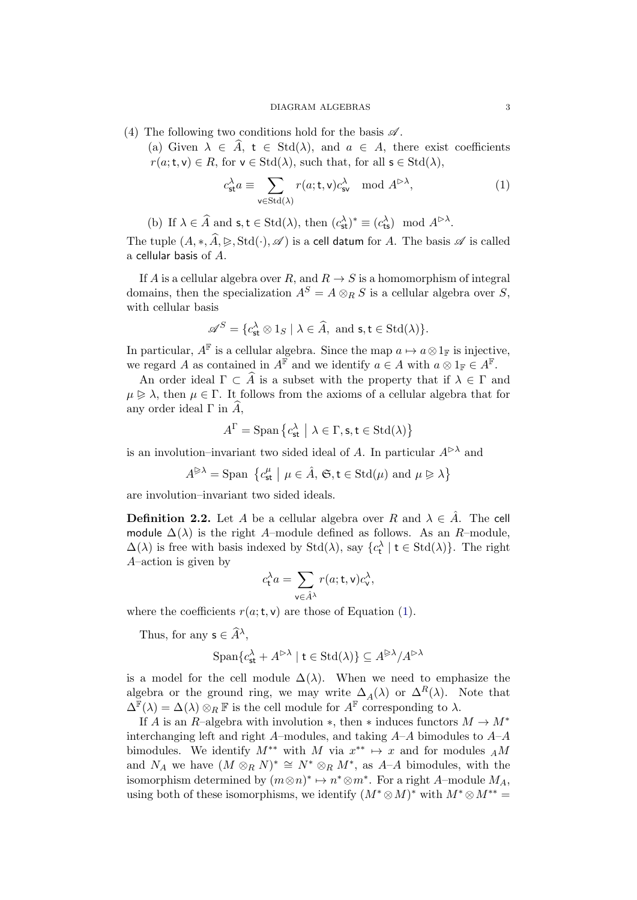(4) The following two conditions hold for the basis $\mathscr{A}$.

(a) Given $\lambda \in \widehat{A}$, $\mathsf{t} \in \mathrm{Std}(\lambda)$, and $a \in A$, there exist coefficients $r(a;\mathsf{t},\mathsf{v}) \in R$, for $\mathsf{v} \in \mathrm{Std}(\lambda)$, such that, for all $\mathsf{s} \in \mathrm{Std}(\lambda)$,

$$c_{\mathsf{st}}^{\lambda} a \equiv \sum_{\mathsf{v} \in \mathrm{Std}(\lambda)} r(a;\mathsf{t},\mathsf{v}) c_{\mathsf{sv}}^{\lambda} \mod A^{\rhd\lambda}, \tag{1}$$

(b) If $\lambda \in \widehat{A}$ and $\mathsf{s},\mathsf{t} \in \mathrm{Std}(\lambda)$, then $(c_{\mathsf{st}}^{\lambda})^* \equiv (c_{\mathsf{ts}}^{\lambda}) \mod A^{\rhd\lambda}$.

The tuple $(A, *, \widehat{A}, \unrhd, \mathrm{Std}(\cdot), \mathscr{A})$ is a cell datum for $A$. The basis $\mathscr{A}$ is called a cellular basis of $A$.

If $A$ is a cellular algebra over $R$, and $R \to S$ is a homomorphism of integral domains, then the specialization $A^S = A \otimes_R S$ is a cellular algebra over $S$, with cellular basis

$$\mathscr{A}^S = \{c_{\mathsf{st}}^{\lambda} \otimes 1_S \mid \lambda \in \widehat{A}, \text{ and } \mathsf{s},\mathsf{t} \in \mathrm{Std}(\lambda)\}.$$

In particular, $A^{\mathbb{F}}$ is a cellular algebra. Since the map $a \mapsto a \otimes 1_{\mathbb{F}}$ is injective, we regard $A$ as contained in $A^{\mathbb{F}}$ and we identify $a \in A$ with $a \otimes 1_{\mathbb{F}} \in A^{\mathbb{F}}$.

An order ideal $\Gamma \subset \widehat{A}$ is a subset with the property that if $\lambda \in \Gamma$ and $\mu \unrhd \lambda$, then $\mu \in \Gamma$. It follows from the axioms of a cellular algebra that for any order ideal $\Gamma$ in $\widehat{A}$,

$$A^{\Gamma} = \mathrm{Span}\left\{c_{\mathsf{st}}^{\lambda} \;\middle|\; \lambda \in \Gamma, \mathsf{s},\mathsf{t} \in \mathrm{Std}(\lambda)\right\}$$

is an involution–invariant two sided ideal of $A$. In particular $A^{\rhd\lambda}$ and

$$A^{\unrhd\lambda} = \mathrm{Span}\ \left\{c_{\mathsf{st}}^{\mu} \;\middle|\; \mu \in \hat{A},\, \mathfrak{S},\mathsf{t} \in \mathrm{Std}(\mu) \text{ and } \mu \unrhd \lambda\right\}$$

are involution–invariant two sided ideals.

**Definition 2.2.** Let $A$ be a cellular algebra over $R$ and $\lambda \in \hat{A}$. The cell module $\Delta(\lambda)$ is the right $A$–module defined as follows. As an $R$–module, $\Delta(\lambda)$ is free with basis indexed by $\mathrm{Std}(\lambda)$, say $\{c_{\mathsf{t}}^{\lambda} \mid \mathsf{t} \in \mathrm{Std}(\lambda)\}$. The right $A$–action is given by

$$c_{\mathsf{t}}^{\lambda} a = \sum_{\mathsf{v} \in \hat{A}^{\lambda}} r(a;\mathsf{t},\mathsf{v}) c_{\mathsf{v}}^{\lambda},$$

where the coefficients $r(a;\mathsf{t},\mathsf{v})$ are those of Equation (1).

Thus, for any $\mathsf{s} \in \widehat{A}^{\lambda}$,

$$\mathrm{Span}\{c_{\mathsf{st}}^{\lambda} + A^{\rhd\lambda} \mid \mathsf{t} \in \mathrm{Std}(\lambda)\} \subseteq A^{\unrhd\lambda}/A^{\rhd\lambda}$$

is a model for the cell module $\Delta(\lambda)$. When we need to emphasize the algebra or the ground ring, we may write $\Delta_A(\lambda)$ or $\Delta^R(\lambda)$. Note that $\Delta^{\mathbb{F}}(\lambda) = \Delta(\lambda) \otimes_R \mathbb{F}$ is the cell module for $A^{\mathbb{F}}$ corresponding to $\lambda$.

If $A$ is an $R$–algebra with involution $*$, then $*$ induces functors $M \to M^*$ interchanging left and right $A$–modules, and taking $A$–$A$ bimodules to $A$–$A$ bimodules. We identify $M^{**}$ with $M$ via $x^{**} \mapsto x$ and for modules ${}_AM$ and $N_A$ we have $(M \otimes_R N)^* \cong N^* \otimes_R M^*$, as $A$–$A$ bimodules, with the isomorphism determined by $(m \otimes n)^* \mapsto n^* \otimes m^*$. For a right $A$–module $M_A$, using both of these isomorphisms, we identify $(M^* \otimes M)^*$ with $M^* \otimes M^{**} =$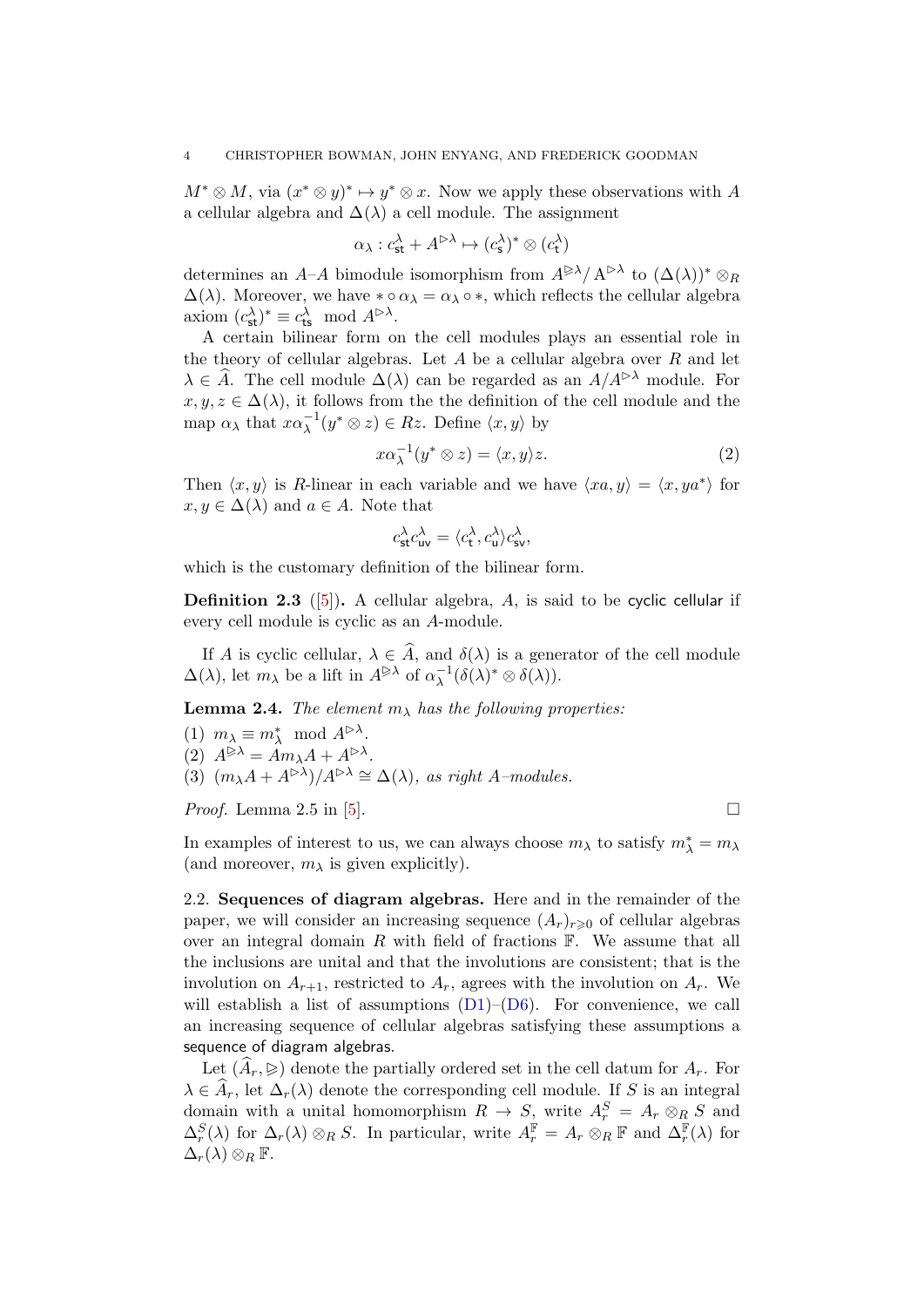$M^* \otimes M$, via $(x^* \otimes y)^* \mapsto y^* \otimes x$. Now we apply these observations with $A$ a cellular algebra and $\Delta(\lambda)$ a cell module. The assignment

$$\alpha_\lambda : c^\lambda_{\mathsf{st}} + A^{\rhd\lambda} \mapsto (c^\lambda_{\mathsf{s}})^* \otimes (c^\lambda_{\mathsf{t}})$$

determines an $A$–$A$ bimodule isomorphism from $A^{\unrhd\lambda}/A^{\rhd\lambda}$ to $(\Delta(\lambda))^* \otimes_R \Delta(\lambda)$. Moreover, we have $* \circ \alpha_\lambda = \alpha_\lambda \circ *$, which reflects the cellular algebra axiom $(c^\lambda_{\mathsf{st}})^* \equiv c^\lambda_{\mathsf{ts}} \mod A^{\rhd\lambda}$.

A certain bilinear form on the cell modules plays an essential role in the theory of cellular algebras. Let $A$ be a cellular algebra over $R$ and let $\lambda \in \widehat{A}$. The cell module $\Delta(\lambda)$ can be regarded as an $A/A^{\rhd\lambda}$ module. For $x, y, z \in \Delta(\lambda)$, it follows from the the definition of the cell module and the map $\alpha_\lambda$ that $x\alpha_\lambda^{-1}(y^* \otimes z) \in Rz$. Define $\langle x, y\rangle$ by

$$x\alpha_\lambda^{-1}(y^* \otimes z) = \langle x, y\rangle z. \tag{2}$$

Then $\langle x, y\rangle$ is $R$-linear in each variable and we have $\langle xa, y\rangle = \langle x, ya^*\rangle$ for $x, y \in \Delta(\lambda)$ and $a \in A$. Note that

$$c^\lambda_{\mathsf{st}} c^\lambda_{\mathsf{uv}} = \langle c^\lambda_{\mathsf{t}}, c^\lambda_{\mathsf{u}}\rangle c^\lambda_{\mathsf{sv}},$$

which is the customary definition of the bilinear form.

**Definition 2.3** ([5]). A cellular algebra, $A$, is said to be cyclic cellular if every cell module is cyclic as an $A$-module.

If $A$ is cyclic cellular, $\lambda \in \widehat{A}$, and $\delta(\lambda)$ is a generator of the cell module $\Delta(\lambda)$, let $m_\lambda$ be a lift in $A^{\unrhd\lambda}$ of $\alpha_\lambda^{-1}(\delta(\lambda)^* \otimes \delta(\lambda))$.

**Lemma 2.4.** *The element $m_\lambda$ has the following properties:*

(1) $m_\lambda \equiv m_\lambda^* \mod A^{\rhd\lambda}$.
(2) $A^{\unrhd\lambda} = Am_\lambda A + A^{\rhd\lambda}$.
(3) $(m_\lambda A + A^{\rhd\lambda})/A^{\rhd\lambda} \cong \Delta(\lambda)$*, as right $A$–modules.*

*Proof.* Lemma 2.5 in [5]. □

In examples of interest to us, we can always choose $m_\lambda$ to satisfy $m_\lambda^* = m_\lambda$ (and moreover, $m_\lambda$ is given explicitly).

2.2. **Sequences of diagram algebras.** Here and in the remainder of the paper, we will consider an increasing sequence $(A_r)_{r\geqslant 0}$ of cellular algebras over an integral domain $R$ with field of fractions $\mathbb{F}$. We assume that all the inclusions are unital and that the involutions are consistent; that is the involution on $A_{r+1}$, restricted to $A_r$, agrees with the involution on $A_r$. We will establish a list of assumptions (D1)–(D6). For convenience, we call an increasing sequence of cellular algebras satisfying these assumptions a sequence of diagram algebras.

Let $(\widehat{A}_r, \unrhd)$ denote the partially ordered set in the cell datum for $A_r$. For $\lambda \in \widehat{A}_r$, let $\Delta_r(\lambda)$ denote the corresponding cell module. If $S$ is an integral domain with a unital homomorphism $R \to S$, write $A_r^S = A_r \otimes_R S$ and $\Delta_r^S(\lambda)$ for $\Delta_r(\lambda) \otimes_R S$. In particular, write $A_r^{\mathbb{F}} = A_r \otimes_R \mathbb{F}$ and $\Delta_r^{\mathbb{F}}(\lambda)$ for $\Delta_r(\lambda) \otimes_R \mathbb{F}$.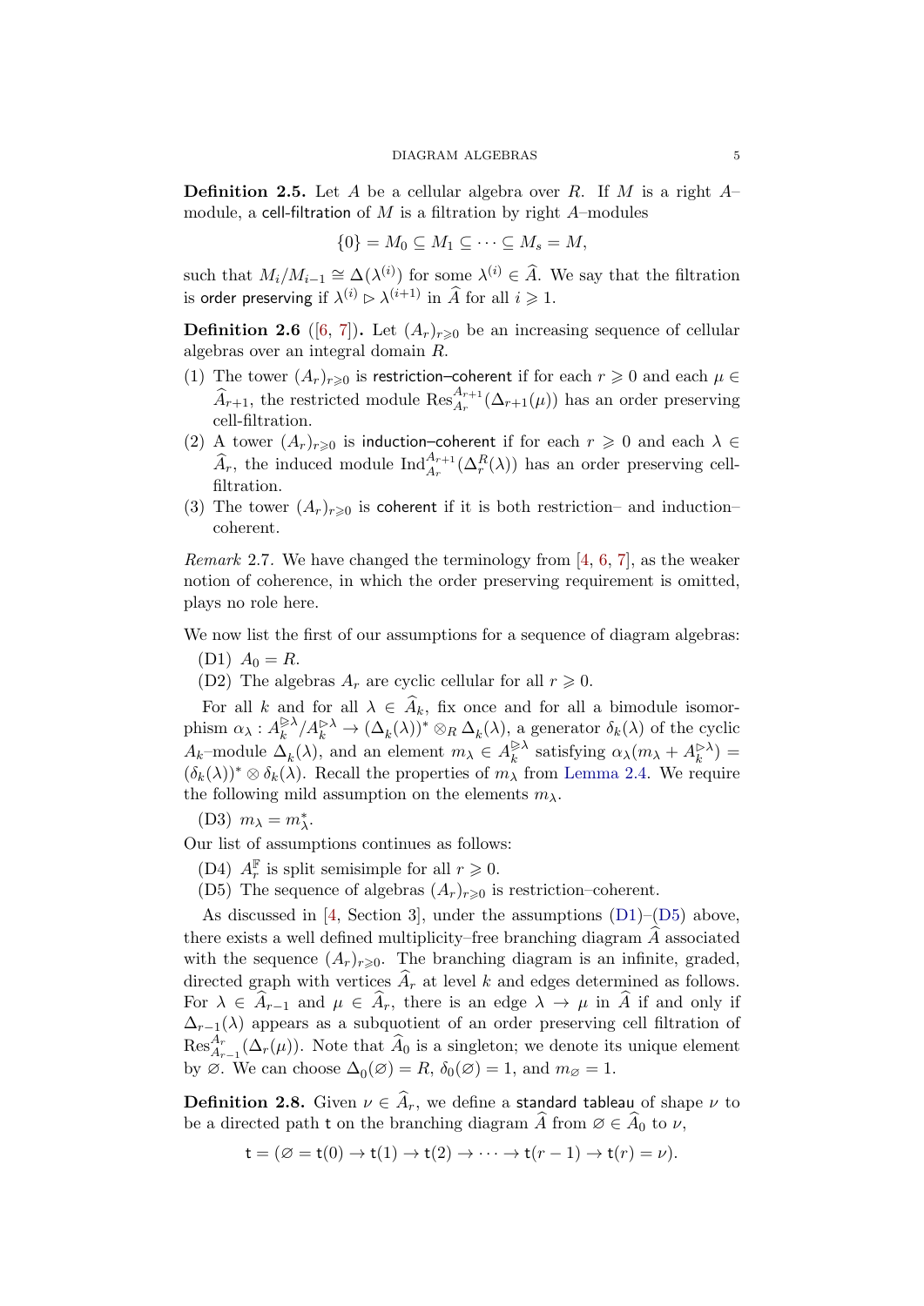**Definition 2.5.** Let $A$ be a cellular algebra over $R$. If $M$ is a right $A$–module, a cell-filtration of $M$ is a filtration by right $A$–modules

$$\{0\} = M_0 \subseteq M_1 \subseteq \cdots \subseteq M_s = M,$$

such that $M_i/M_{i-1} \cong \Delta(\lambda^{(i)})$ for some $\lambda^{(i)} \in \widehat{A}$. We say that the filtration is order preserving if $\lambda^{(i)} \rhd \lambda^{(i+1)}$ in $\widehat{A}$ for all $i \geqslant 1$.

**Definition 2.6** ([6, 7])**.** Let $(A_r)_{r\geqslant 0}$ be an increasing sequence of cellular algebras over an integral domain $R$.

(1) The tower $(A_r)_{r\geqslant 0}$ is restriction–coherent if for each $r \geqslant 0$ and each $\mu \in \widehat{A}_{r+1}$, the restricted module $\mathrm{Res}^{A_{r+1}}_{A_r}(\Delta_{r+1}(\mu))$ has an order preserving cell-filtration.

(2) A tower $(A_r)_{r\geqslant 0}$ is induction–coherent if for each $r \geqslant 0$ and each $\lambda \in \widehat{A}_r$, the induced module $\mathrm{Ind}^{A_{r+1}}_{A_r}(\Delta^R_r(\lambda))$ has an order preserving cell-filtration.

(3) The tower $(A_r)_{r\geqslant 0}$ is coherent if it is both restriction– and induction–coherent.

*Remark* 2.7. We have changed the terminology from [4, 6, 7], as the weaker notion of coherence, in which the order preserving requirement is omitted, plays no role here.

We now list the first of our assumptions for a sequence of diagram algebras:

(D1) $A_0 = R$.

(D2) The algebras $A_r$ are cyclic cellular for all $r \geqslant 0$.

For all $k$ and for all $\lambda \in \widehat{A}_k$, fix once and for all a bimodule isomorphism $\alpha_\lambda : A_k^{\trianglerighteq\lambda}/A_k^{\rhd\lambda} \to (\Delta_k(\lambda))^* \otimes_R \Delta_k(\lambda)$, a generator $\delta_k(\lambda)$ of the cyclic $A_k$–module $\Delta_k(\lambda)$, and an element $m_\lambda \in A_k^{\trianglerighteq\lambda}$ satisfying $\alpha_\lambda(m_\lambda + A_k^{\rhd\lambda}) = (\delta_k(\lambda))^* \otimes \delta_k(\lambda)$. Recall the properties of $m_\lambda$ from Lemma 2.4. We require the following mild assumption on the elements $m_\lambda$.

(D3) $m_\lambda = m_\lambda^*$.

Our list of assumptions continues as follows:

(D4) $A_r^{\mathbb{F}}$ is split semisimple for all $r \geqslant 0$.

(D5) The sequence of algebras $(A_r)_{r\geqslant 0}$ is restriction–coherent.

As discussed in [4, Section 3], under the assumptions (D1)–(D5) above, there exists a well defined multiplicity–free branching diagram $\widehat{A}$ associated with the sequence $(A_r)_{r\geqslant 0}$. The branching diagram is an infinite, graded, directed graph with vertices $\widehat{A}_r$ at level $k$ and edges determined as follows. For $\lambda \in \widehat{A}_{r-1}$ and $\mu \in \widehat{A}_r$, there is an edge $\lambda \to \mu$ in $\widehat{A}$ if and only if $\Delta_{r-1}(\lambda)$ appears as a subquotient of an order preserving cell filtration of $\mathrm{Res}^{A_r}_{A_{r-1}}(\Delta_r(\mu))$. Note that $\widehat{A}_0$ is a singleton; we denote its unique element by $\varnothing$. We can choose $\Delta_0(\varnothing) = R$, $\delta_0(\varnothing) = 1$, and $m_\varnothing = 1$.

**Definition 2.8.** Given $\nu \in \widehat{A}_r$, we define a standard tableau of shape $\nu$ to be a directed path $\mathsf{t}$ on the branching diagram $\widehat{A}$ from $\varnothing \in \widehat{A}_0$ to $\nu$,

$$\mathsf{t} = (\varnothing = \mathsf{t}(0) \to \mathsf{t}(1) \to \mathsf{t}(2) \to \cdots \to \mathsf{t}(r-1) \to \mathsf{t}(r) = \nu).$$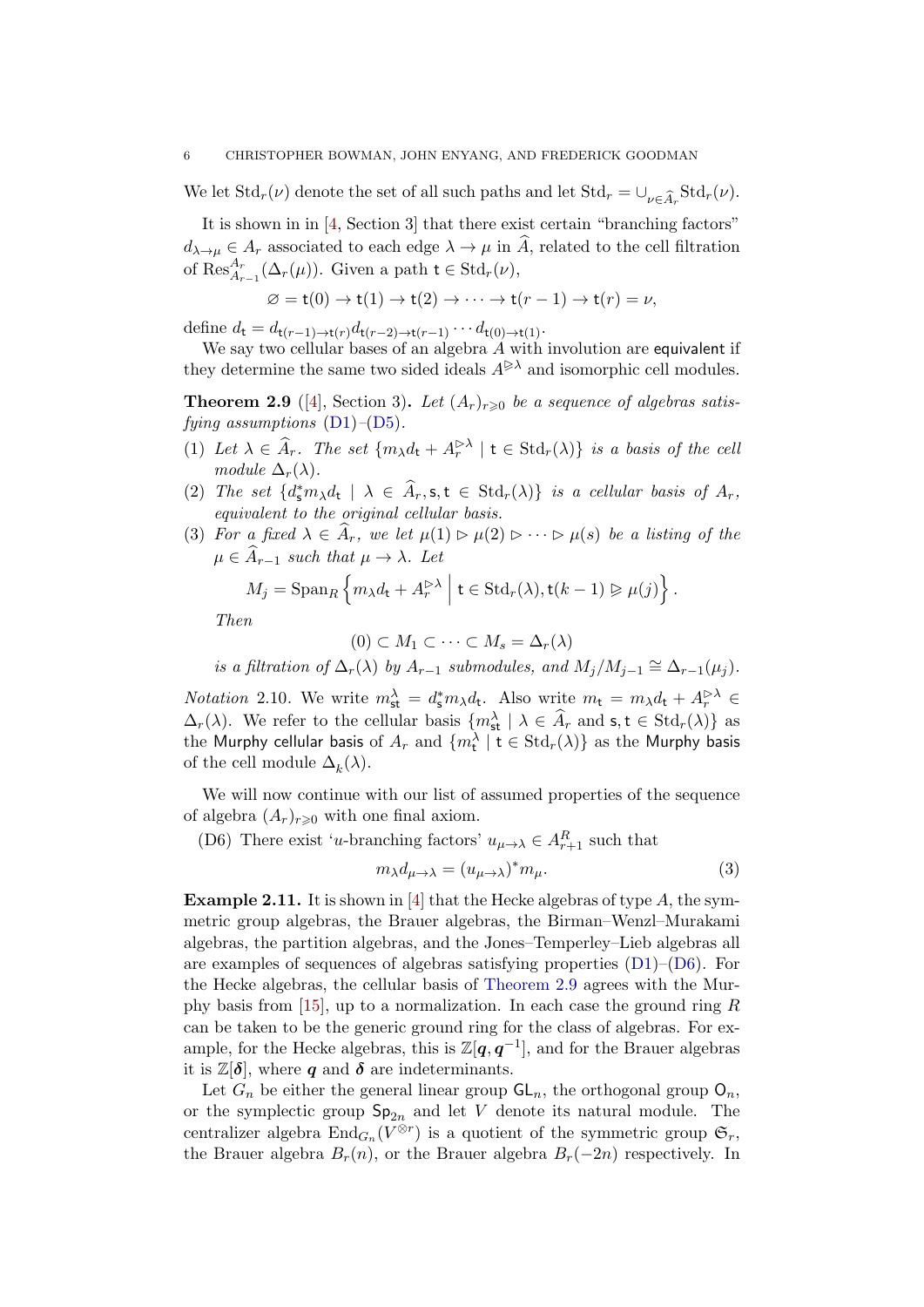We let $\mathrm{Std}_r(\nu)$ denote the set of all such paths and let $\mathrm{Std}_r = \cup_{\nu \in \widehat{A}_r} \mathrm{Std}_r(\nu)$.

It is shown in in [4, Section 3] that there exist certain "branching factors" $d_{\lambda\to\mu} \in A_r$ associated to each edge $\lambda \to \mu$ in $\widehat{A}$, related to the cell filtration of $\mathrm{Res}^{A_r}_{A_{r-1}}(\Delta_r(\mu))$. Given a path $\mathsf{t} \in \mathrm{Std}_r(\nu)$,

$$\varnothing = \mathsf{t}(0) \to \mathsf{t}(1) \to \mathsf{t}(2) \to \cdots \to \mathsf{t}(r-1) \to \mathsf{t}(r) = \nu,$$

define $d_{\mathsf{t}} = d_{\mathsf{t}(r-1)\to\mathsf{t}(r)} d_{\mathsf{t}(r-2)\to\mathsf{t}(r-1)} \cdots d_{\mathsf{t}(0)\to\mathsf{t}(1)}$.

We say two cellular bases of an algebra $A$ with involution are **equivalent** if they determine the same two sided ideals $A^{\trianglerighteq\lambda}$ and isomorphic cell modules.

**Theorem 2.9** ([4], Section 3)**.** *Let $(A_r)_{r\geqslant 0}$ be a sequence of algebras satisfying assumptions (D1)–(D5).*

1. *Let $\lambda \in \widehat{A}_r$. The set $\{m_\lambda d_{\mathsf{t}} + A_r^{\triangleright\lambda} \mid \mathsf{t} \in \mathrm{Std}_r(\lambda)\}$ is a basis of the cell module $\Delta_r(\lambda)$.*
2. *The set $\{d_{\mathsf{s}}^* m_\lambda d_{\mathsf{t}} \mid \lambda \in \widehat{A}_r, \mathsf{s}, \mathsf{t} \in \mathrm{Std}_r(\lambda)\}$ is a cellular basis of $A_r$, equivalent to the original cellular basis.*
3. *For a fixed $\lambda \in \widehat{A}_r$, we let $\mu(1) \triangleright \mu(2) \triangleright \cdots \triangleright \mu(s)$ be a listing of the $\mu \in \widehat{A}_{r-1}$ such that $\mu \to \lambda$. Let*
$$M_j = \mathrm{Span}_R \left\{ m_\lambda d_{\mathsf{t}} + A_r^{\triangleright\lambda} \;\middle|\; \mathsf{t} \in \mathrm{Std}_r(\lambda), \mathsf{t}(k-1) \trianglerighteq \mu(j) \right\}.$$
*Then*
$$(0) \subset M_1 \subset \cdots \subset M_s = \Delta_r(\lambda)$$
*is a filtration of $\Delta_r(\lambda)$ by $A_{r-1}$ submodules, and $M_j/M_{j-1} \cong \Delta_{r-1}(\mu_j)$.*

*Notation* 2.10. We write $m^\lambda_{\mathsf{st}} = d^*_{\mathsf{s}} m_\lambda d_{\mathsf{t}}$. Also write $m_{\mathsf{t}} = m_\lambda d_{\mathsf{t}} + A_r^{\triangleright\lambda} \in \Delta_r(\lambda)$. We refer to the cellular basis $\{m^\lambda_{\mathsf{st}} \mid \lambda \in \widehat{A}_r \text{ and } \mathsf{s}, \mathsf{t} \in \mathrm{Std}_r(\lambda)\}$ as the **Murphy cellular basis** of $A_r$ and $\{m^\lambda_{\mathsf{t}} \mid \mathsf{t} \in \mathrm{Std}_r(\lambda)\}$ as the **Murphy basis** of the cell module $\Delta_k(\lambda)$.

We will now continue with our list of assumed properties of the sequence of algebra $(A_r)_{r\geqslant 0}$ with one final axiom.

(D6) There exist '$u$-branching factors' $u_{\mu\to\lambda} \in A^R_{r+1}$ such that
$$m_\lambda d_{\mu\to\lambda} = (u_{\mu\to\lambda})^* m_\mu. \tag{3}$$

**Example 2.11.** It is shown in [4] that the Hecke algebras of type $A$, the symmetric group algebras, the Brauer algebras, the Birman–Wenzl–Murakami algebras, the partition algebras, and the Jones–Temperley–Lieb algebras all are examples of sequences of algebras satisfying properties (D1)–(D6). For the Hecke algebras, the cellular basis of Theorem 2.9 agrees with the Murphy basis from [15], up to a normalization. In each case the ground ring $R$ can be taken to be the generic ground ring for the class of algebras. For example, for the Hecke algebras, this is $\mathbb{Z}[\boldsymbol{q}, \boldsymbol{q}^{-1}]$, and for the Brauer algebras it is $\mathbb{Z}[\boldsymbol{\delta}]$, where $\boldsymbol{q}$ and $\boldsymbol{\delta}$ are indeterminants.

Let $G_n$ be either the general linear group $\mathsf{GL}_n$, the orthogonal group $\mathsf{O}_n$, or the symplectic group $\mathsf{Sp}_{2n}$ and let $V$ denote its natural module. The centralizer algebra $\mathrm{End}_{G_n}(V^{\otimes r})$ is a quotient of the symmetric group $\mathfrak{S}_r$, the Brauer algebra $B_r(n)$, or the Brauer algebra $B_r(-2n)$ respectively. In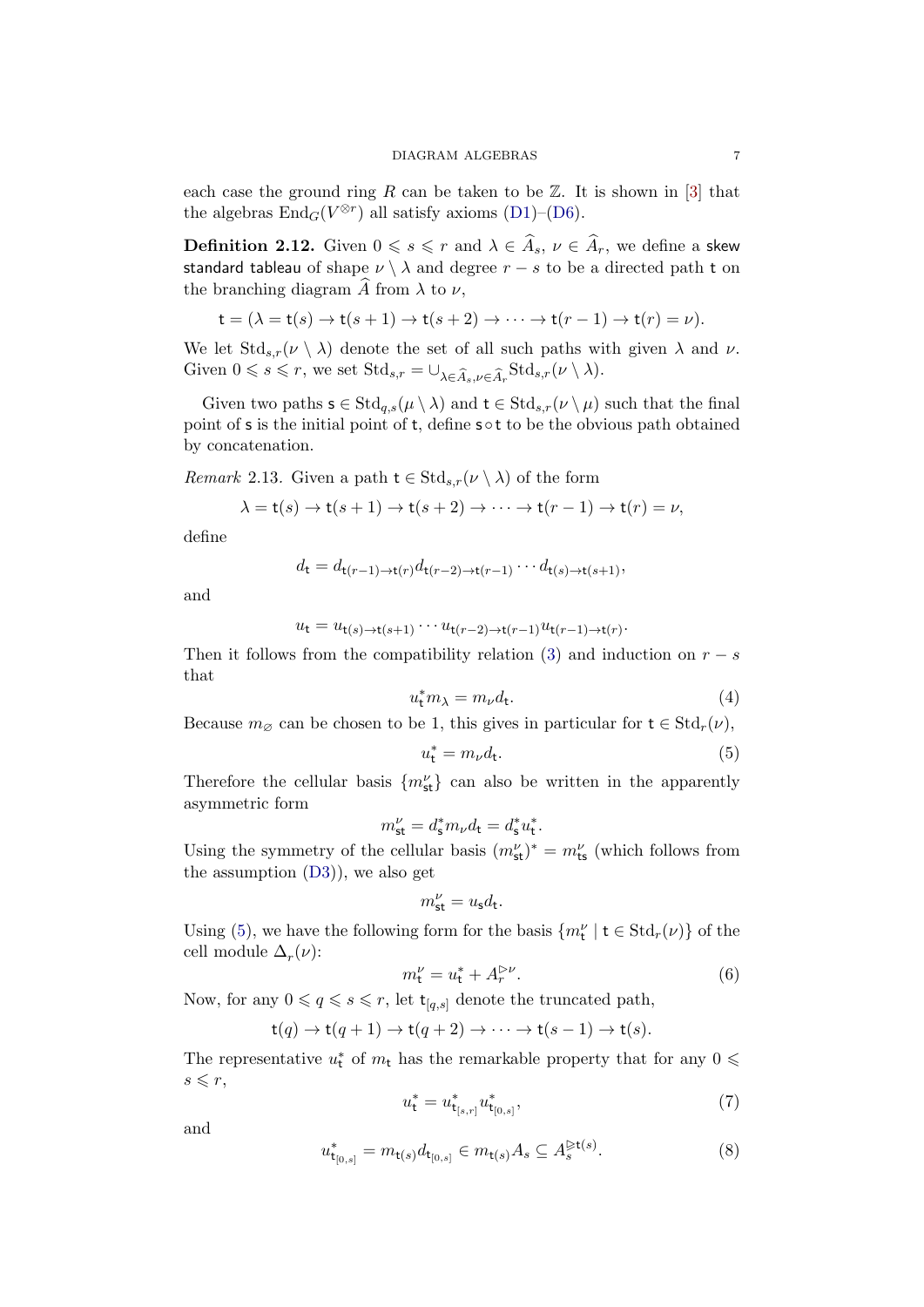each case the ground ring $R$ can be taken to be $\mathbb{Z}$. It is shown in [3] that the algebras $\mathrm{End}_G(V^{\otimes r})$ all satisfy axioms (D1)–(D6).

**Definition 2.12.** Given $0 \leqslant s \leqslant r$ and $\lambda \in \widehat{A}_s$, $\nu \in \widehat{A}_r$, we define a skew standard tableau of shape $\nu \setminus \lambda$ and degree $r - s$ to be a directed path $\mathsf{t}$ on the branching diagram $\widehat{A}$ from $\lambda$ to $\nu$,

$$\mathsf{t} = (\lambda = \mathsf{t}(s) \to \mathsf{t}(s+1) \to \mathsf{t}(s+2) \to \cdots \to \mathsf{t}(r-1) \to \mathsf{t}(r) = \nu).$$

We let $\mathrm{Std}_{s,r}(\nu \setminus \lambda)$ denote the set of all such paths with given $\lambda$ and $\nu$. Given $0 \leqslant s \leqslant r$, we set $\mathrm{Std}_{s,r} = \cup_{\lambda \in \widehat{A}_s, \nu \in \widehat{A}_r} \mathrm{Std}_{s,r}(\nu \setminus \lambda)$.

Given two paths $\mathsf{s} \in \mathrm{Std}_{q,s}(\mu \setminus \lambda)$ and $\mathsf{t} \in \mathrm{Std}_{s,r}(\nu \setminus \mu)$ such that the final point of $\mathsf{s}$ is the initial point of $\mathsf{t}$, define $\mathsf{s} \circ \mathsf{t}$ to be the obvious path obtained by concatenation.

*Remark* 2.13. Given a path $\mathsf{t} \in \mathrm{Std}_{s,r}(\nu \setminus \lambda)$ of the form

$$\lambda = \mathsf{t}(s) \to \mathsf{t}(s+1) \to \mathsf{t}(s+2) \to \cdots \to \mathsf{t}(r-1) \to \mathsf{t}(r) = \nu,$$

define

$$d_{\mathsf{t}} = d_{\mathsf{t}(r-1) \to \mathsf{t}(r)} d_{\mathsf{t}(r-2) \to \mathsf{t}(r-1)} \cdots d_{\mathsf{t}(s) \to \mathsf{t}(s+1)},$$

and

$$u_{\mathsf{t}} = u_{\mathsf{t}(s) \to \mathsf{t}(s+1)} \cdots u_{\mathsf{t}(r-2) \to \mathsf{t}(r-1)} u_{\mathsf{t}(r-1) \to \mathsf{t}(r)}.$$

Then it follows from the compatibility relation (3) and induction on $r - s$ that

$$u_{\mathsf{t}}^* m_\lambda = m_\nu d_{\mathsf{t}}. \tag{4}$$

Because $m_\varnothing$ can be chosen to be 1, this gives in particular for $\mathsf{t} \in \mathrm{Std}_r(\nu)$,

$$u_{\mathsf{t}}^* = m_\nu d_{\mathsf{t}}. \tag{5}$$

Therefore the cellular basis $\{m^\nu_{\mathsf{st}}\}$ can also be written in the apparently asymmetric form

$$m^\nu_{\mathsf{st}} = d_{\mathsf{s}}^* m_\nu d_{\mathsf{t}} = d_{\mathsf{s}}^* u_{\mathsf{t}}^*.$$

Using the symmetry of the cellular basis $(m^\nu_{\mathsf{st}})^* = m^\nu_{\mathsf{ts}}$ (which follows from the assumption (D3)), we also get

$$m^\nu_{\mathsf{st}} = u_{\mathsf{s}} d_{\mathsf{t}}.$$

Using (5), we have the following form for the basis $\{m^\nu_{\mathsf{t}} \mid \mathsf{t} \in \mathrm{Std}_r(\nu)\}$ of the cell module $\Delta_r(\nu)$:

$$m^\nu_{\mathsf{t}} = u_{\mathsf{t}}^* + A_r^{\rhd \nu}. \tag{6}$$

Now, for any $0 \leqslant q \leqslant s \leqslant r$, let $\mathsf{t}_{[q,s]}$ denote the truncated path,

$$\mathsf{t}(q) \to \mathsf{t}(q+1) \to \mathsf{t}(q+2) \to \cdots \to \mathsf{t}(s-1) \to \mathsf{t}(s).$$

The representative $u_{\mathsf{t}}^*$ of $m_{\mathsf{t}}$ has the remarkable property that for any $0 \leqslant s \leqslant r$,

$$u_{\mathsf{t}}^* = u^*_{\mathsf{t}_{[s,r]}} u^*_{\mathsf{t}_{[0,s]}}, \tag{7}$$

and

$$u^*_{\mathsf{t}_{[0,s]}} = m_{\mathsf{t}(s)} d_{\mathsf{t}_{[0,s]}} \in m_{\mathsf{t}(s)} A_s \subseteq A_s^{\trianglerighteq \mathsf{t}(s)}. \tag{8}$$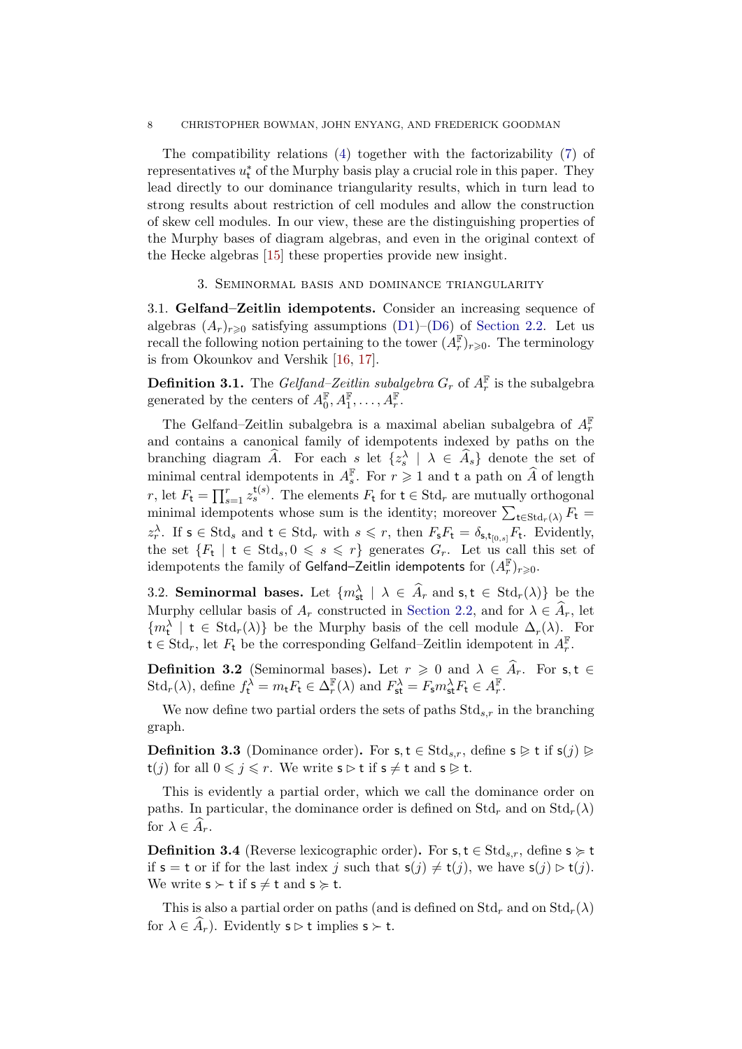The compatibility relations (4) together with the factorizability (7) of representatives $u_{\mathsf{t}}^*$ of the Murphy basis play a crucial role in this paper. They lead directly to our dominance triangularity results, which in turn lead to strong results about restriction of cell modules and allow the construction of skew cell modules. In our view, these are the distinguishing properties of the Murphy bases of diagram algebras, and even in the original context of the Hecke algebras [15] these properties provide new insight.

## 3. Seminormal basis and dominance triangularity

**3.1. Gelfand–Zeitlin idempotents.** Consider an increasing sequence of algebras $(A_r)_{r\geqslant 0}$ satisfying assumptions (D1)–(D6) of Section 2.2. Let us recall the following notion pertaining to the tower $(A_r^{\mathbb{F}})_{r\geqslant 0}$. The terminology is from Okounkov and Vershik [16, 17].

**Definition 3.1.** The *Gelfand–Zeitlin subalgebra* $G_r$ of $A_r^{\mathbb{F}}$ is the subalgebra generated by the centers of $A_0^{\mathbb{F}}, A_1^{\mathbb{F}}, \ldots, A_r^{\mathbb{F}}$.

The Gelfand–Zeitlin subalgebra is a maximal abelian subalgebra of $A_r^{\mathbb{F}}$ and contains a canonical family of idempotents indexed by paths on the branching diagram $\widehat{A}$. For each $s$ let $\{z_s^\lambda \mid \lambda \in \widehat{A}_s\}$ denote the set of minimal central idempotents in $A_s^{\mathbb{F}}$. For $r \geqslant 1$ and $\mathsf{t}$ a path on $\widehat{A}$ of length $r$, let $F_{\mathsf{t}} = \prod_{s=1}^r z_s^{\mathsf{t}(s)}$. The elements $F_{\mathsf{t}}$ for $\mathsf{t} \in \mathrm{Std}_r$ are mutually orthogonal minimal idempotents whose sum is the identity; moreover $\sum_{\mathsf{t}\in \mathrm{Std}_r(\lambda)} F_{\mathsf{t}} = z_r^\lambda$. If $\mathsf{s} \in \mathrm{Std}_s$ and $\mathsf{t} \in \mathrm{Std}_r$ with $s \leqslant r$, then $F_{\mathsf{s}} F_{\mathsf{t}} = \delta_{\mathsf{s},\mathsf{t}_{[0,s]}} F_{\mathsf{t}}$. Evidently, the set $\{F_{\mathsf{t}} \mid \mathsf{t} \in \mathrm{Std}_s, 0 \leqslant s \leqslant r\}$ generates $G_r$. Let us call this set of idempotents the family of Gelfand–Zeitlin idempotents for $(A_r^{\mathbb{F}})_{r\geqslant 0}$.

**3.2. Seminormal bases.** Let $\{m_{\mathsf{st}}^\lambda \mid \lambda \in \widehat{A}_r \text{ and } \mathsf{s}, \mathsf{t} \in \mathrm{Std}_r(\lambda)\}$ be the Murphy cellular basis of $A_r$ constructed in Section 2.2, and for $\lambda \in \widehat{A}_r$, let $\{m_{\mathsf{t}}^\lambda \mid \mathsf{t} \in \mathrm{Std}_r(\lambda)\}$ be the Murphy basis of the cell module $\Delta_r(\lambda)$. For $\mathsf{t} \in \mathrm{Std}_r$, let $F_{\mathsf{t}}$ be the corresponding Gelfand–Zeitlin idempotent in $A_r^{\mathbb{F}}$.

**Definition 3.2** (Seminormal bases)**.** Let $r \geqslant 0$ and $\lambda \in \widehat{A}_r$. For $\mathsf{s}, \mathsf{t} \in \mathrm{Std}_r(\lambda)$, define $f_{\mathsf{t}}^\lambda = m_{\mathsf{t}} F_{\mathsf{t}} \in \Delta_r^{\mathbb{F}}(\lambda)$ and $F_{\mathsf{st}}^\lambda = F_{\mathsf{s}} m_{\mathsf{st}}^\lambda F_{\mathsf{t}} \in A_r^{\mathbb{F}}$.

We now define two partial orders the sets of paths $\mathrm{Std}_{s,r}$ in the branching graph.

**Definition 3.3** (Dominance order)**.** For $\mathsf{s}, \mathsf{t} \in \mathrm{Std}_{s,r}$, define $\mathsf{s} \trianglerighteq \mathsf{t}$ if $\mathsf{s}(j) \trianglerighteq \mathsf{t}(j)$ for all $0 \leqslant j \leqslant r$. We write $\mathsf{s} \rhd \mathsf{t}$ if $\mathsf{s} \neq \mathsf{t}$ and $\mathsf{s} \trianglerighteq \mathsf{t}$.

This is evidently a partial order, which we call the dominance order on paths. In particular, the dominance order is defined on $\mathrm{Std}_r$ and on $\mathrm{Std}_r(\lambda)$ for $\lambda \in \widehat{A}_r$.

**Definition 3.4** (Reverse lexicographic order)**.** For $\mathsf{s}, \mathsf{t} \in \mathrm{Std}_{s,r}$, define $\mathsf{s} \succcurlyeq \mathsf{t}$ if $\mathsf{s} = \mathsf{t}$ or if for the last index $j$ such that $\mathsf{s}(j) \neq \mathsf{t}(j)$, we have $\mathsf{s}(j) \rhd \mathsf{t}(j)$. We write $\mathsf{s} \succ \mathsf{t}$ if $\mathsf{s} \neq \mathsf{t}$ and $\mathsf{s} \succcurlyeq \mathsf{t}$.

This is also a partial order on paths (and is defined on $\mathrm{Std}_r$ and on $\mathrm{Std}_r(\lambda)$ for $\lambda \in \widehat{A}_r$). Evidently $\mathsf{s} \rhd \mathsf{t}$ implies $\mathsf{s} \succ \mathsf{t}$.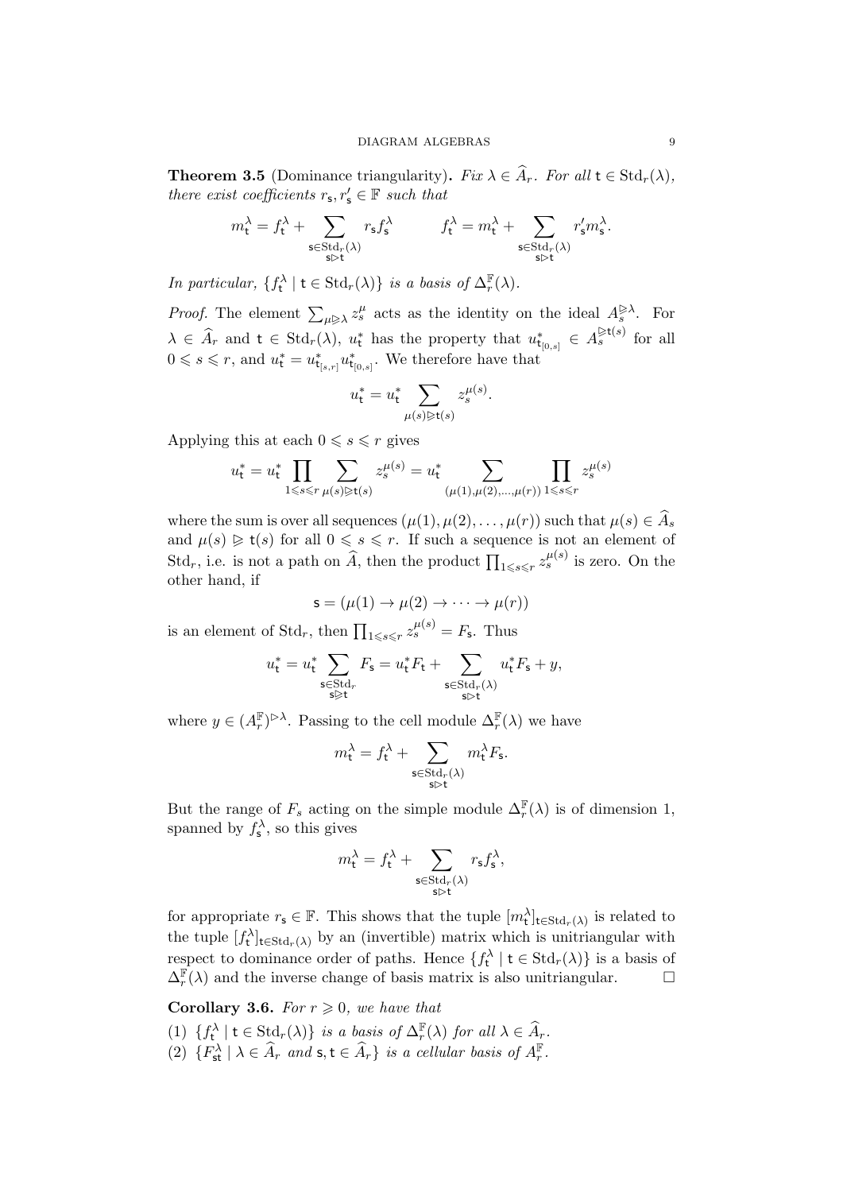**Theorem 3.5** (Dominance triangularity)**.** *Fix $\lambda \in \widehat{A}_r$. For all $\mathsf{t} \in \mathrm{Std}_r(\lambda)$, there exist coefficients $r_\mathsf{s}, r'_\mathsf{s} \in \mathbb{F}$ such that*

$$m^\lambda_\mathsf{t} = f^\lambda_\mathsf{t} + \sum_{\substack{\mathsf{s} \in \mathrm{Std}_r(\lambda) \\ \mathsf{s} \rhd \mathsf{t}}} r_\mathsf{s} f^\lambda_\mathsf{s} \qquad\qquad f^\lambda_\mathsf{t} = m^\lambda_\mathsf{t} + \sum_{\substack{\mathsf{s} \in \mathrm{Std}_r(\lambda) \\ \mathsf{s} \rhd \mathsf{t}}} r'_\mathsf{s} m^\lambda_\mathsf{s}.$$

*In particular, $\{f^\lambda_\mathsf{t} \mid \mathsf{t} \in \mathrm{Std}_r(\lambda)\}$ is a basis of $\Delta^\mathbb{F}_r(\lambda)$.*

*Proof.* The element $\sum_{\mu \unrhd \lambda} z^\mu_s$ acts as the identity on the ideal $A_s^{\unrhd \lambda}$. For $\lambda \in \widehat{A}_r$ and $\mathsf{t} \in \mathrm{Std}_r(\lambda)$, $u^*_\mathsf{t}$ has the property that $u^*_{\mathsf{t}_{[0,s]}} \in A_s^{\unrhd \mathsf{t}(s)}$ for all $0 \leqslant s \leqslant r$, and $u^*_\mathsf{t} = u^*_{\mathsf{t}_{[s,r]}} u^*_{\mathsf{t}_{[0,s]}}$. We therefore have that

$$u^*_\mathsf{t} = u^*_\mathsf{t} \sum_{\mu(s) \unrhd \mathsf{t}(s)} z^{\mu(s)}_s.$$

Applying this at each $0 \leqslant s \leqslant r$ gives

$$u^*_\mathsf{t} = u^*_\mathsf{t} \prod_{1 \leqslant s \leqslant r} \sum_{\mu(s) \unrhd \mathsf{t}(s)} z^{\mu(s)}_s = u^*_\mathsf{t} \sum_{(\mu(1),\mu(2),\dots,\mu(r))} \prod_{1 \leqslant s \leqslant r} z^{\mu(s)}_s$$

where the sum is over all sequences $(\mu(1), \mu(2), \dots, \mu(r))$ such that $\mu(s) \in \widehat{A}_s$ and $\mu(s) \unrhd \mathsf{t}(s)$ for all $0 \leqslant s \leqslant r$. If such a sequence is not an element of $\mathrm{Std}_r$, i.e. is not a path on $\widehat{A}$, then the product $\prod_{1 \leqslant s \leqslant r} z^{\mu(s)}_s$ is zero. On the other hand, if

$$\mathsf{s} = (\mu(1) \to \mu(2) \to \cdots \to \mu(r))$$

is an element of $\mathrm{Std}_r$, then $\prod_{1 \leqslant s \leqslant r} z^{\mu(s)}_s = F_\mathsf{s}$. Thus

$$u^*_\mathsf{t} = u^*_\mathsf{t} \sum_{\substack{\mathsf{s} \in \mathrm{Std}_r \\ \mathsf{s} \unrhd \mathsf{t}}} F_\mathsf{s} = u^*_\mathsf{t} F_\mathsf{t} + \sum_{\substack{\mathsf{s} \in \mathrm{Std}_r(\lambda) \\ \mathsf{s} \rhd \mathsf{t}}} u^*_\mathsf{t} F_\mathsf{s} + y,$$

where $y \in (A^\mathbb{F}_r)^{\rhd \lambda}$. Passing to the cell module $\Delta^\mathbb{F}_r(\lambda)$ we have

$$m^\lambda_\mathsf{t} = f^\lambda_\mathsf{t} + \sum_{\substack{\mathsf{s} \in \mathrm{Std}_r(\lambda) \\ \mathsf{s} \rhd \mathsf{t}}} m^\lambda_\mathsf{t} F_\mathsf{s}.$$

But the range of $F_s$ acting on the simple module $\Delta^\mathbb{F}_r(\lambda)$ is of dimension 1, spanned by $f^\lambda_\mathsf{s}$, so this gives

$$m^\lambda_\mathsf{t} = f^\lambda_\mathsf{t} + \sum_{\substack{\mathsf{s} \in \mathrm{Std}_r(\lambda) \\ \mathsf{s} \rhd \mathsf{t}}} r_\mathsf{s} f^\lambda_\mathsf{s},$$

for appropriate $r_\mathsf{s} \in \mathbb{F}$. This shows that the tuple $[m^\lambda_\mathsf{t}]_{\mathsf{t} \in \mathrm{Std}_r(\lambda)}$ is related to the tuple $[f^\lambda_\mathsf{t}]_{\mathsf{t} \in \mathrm{Std}_r(\lambda)}$ by an (invertible) matrix which is unitriangular with respect to dominance order of paths. Hence $\{f^\lambda_\mathsf{t} \mid \mathsf{t} \in \mathrm{Std}_r(\lambda)\}$ is a basis of $\Delta^\mathbb{F}_r(\lambda)$ and the inverse change of basis matrix is also unitriangular. $\square$

**Corollary 3.6.** *For $r \geqslant 0$, we have that*

(1) *$\{f^\lambda_\mathsf{t} \mid \mathsf{t} \in \mathrm{Std}_r(\lambda)\}$ is a basis of $\Delta^\mathbb{F}_r(\lambda)$ for all $\lambda \in \widehat{A}_r$.*

(2) *$\{F^\lambda_{\mathsf{st}} \mid \lambda \in \widehat{A}_r$ and $\mathsf{s}, \mathsf{t} \in \widehat{A}_r\}$ is a cellular basis of $A^\mathbb{F}_r$.*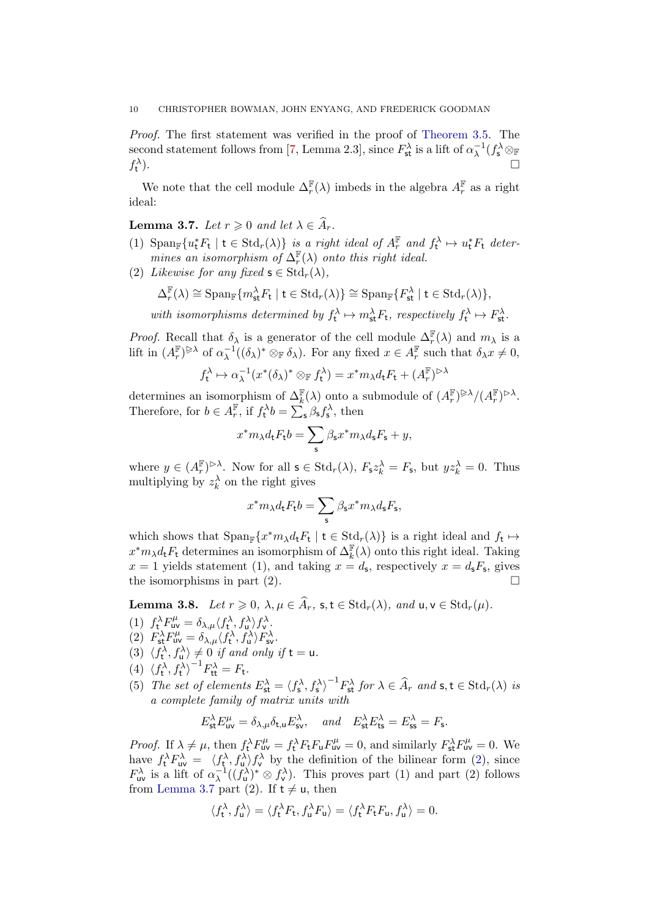*Proof.* The first statement was verified in the proof of Theorem 3.5. The second statement follows from [7, Lemma 2.3], since $F^\lambda_{\mathsf{st}}$ is a lift of $\alpha_\lambda^{-1}(f^\lambda_{\mathsf{s}} \otimes_{\mathbb{F}} f^\lambda_{\mathsf{t}})$. □

We note that the cell module $\Delta^{\mathbb{F}}_r(\lambda)$ imbeds in the algebra $A^{\mathbb{F}}_r$ as a right ideal:

**Lemma 3.7.** *Let $r \geqslant 0$ and let $\lambda \in \widehat{A}_r$.*

(1) *$\mathrm{Span}_{\mathbb{F}}\{u^*_{\mathsf{t}} F_{\mathsf{t}} \mid \mathsf{t} \in \mathrm{Std}_r(\lambda)\}$ is a right ideal of $A^{\mathbb{F}}_r$ and $f^\lambda_{\mathsf{t}} \mapsto u^*_{\mathsf{t}} F_{\mathsf{t}}$ determines an isomorphism of $\Delta^{\mathbb{F}}_r(\lambda)$ onto this right ideal.*
(2) *Likewise for any fixed $\mathsf{s} \in \mathrm{Std}_r(\lambda)$,*

$$\Delta^{\mathbb{F}}_r(\lambda) \cong \mathrm{Span}_{\mathbb{F}}\{m^\lambda_{\mathsf{st}} F_{\mathsf{t}} \mid \mathsf{t} \in \mathrm{Std}_r(\lambda)\} \cong \mathrm{Span}_{\mathbb{F}}\{F^\lambda_{\mathsf{st}} \mid \mathsf{t} \in \mathrm{Std}_r(\lambda)\},$$

*with isomorphisms determined by $f^\lambda_{\mathsf{t}} \mapsto m^\lambda_{\mathsf{st}} F_{\mathsf{t}}$, respectively $f^\lambda_{\mathsf{t}} \mapsto F^\lambda_{\mathsf{st}}$.*

*Proof.* Recall that $\delta_\lambda$ is a generator of the cell module $\Delta^{\mathbb{F}}_r(\lambda)$ and $m_\lambda$ is a lift in $(A^{\mathbb{F}}_r)^{\trianglerighteq \lambda}$ of $\alpha_\lambda^{-1}((\delta_\lambda)^* \otimes_{\mathbb{F}} \delta_\lambda)$. For any fixed $x \in A^{\mathbb{F}}_r$ such that $\delta_\lambda x \neq 0$,

$$f^\lambda_{\mathsf{t}} \mapsto \alpha_\lambda^{-1}(x^*(\delta_\lambda)^* \otimes_{\mathbb{F}} f^\lambda_{\mathsf{t}}) = x^* m_\lambda d_{\mathsf{t}} F_{\mathsf{t}} + (A^{\mathbb{F}}_r)^{\triangleright \lambda}$$

determines an isomorphism of $\Delta^{\mathbb{F}}_k(\lambda)$ onto a submodule of $(A^{\mathbb{F}}_r)^{\trianglerighteq \lambda}/(A^{\mathbb{F}}_r)^{\triangleright \lambda}$. Therefore, for $b \in A^{\mathbb{F}}_r$, if $f^\lambda_{\mathsf{t}} b = \sum_{\mathsf{s}} \beta_{\mathsf{s}} f^\lambda_{\mathsf{s}}$, then

$$x^* m_\lambda d_{\mathsf{t}} F_{\mathsf{t}} b = \sum_{\mathsf{s}} \beta_{\mathsf{s}} x^* m_\lambda d_{\mathsf{s}} F_{\mathsf{s}} + y,$$

where $y \in (A^{\mathbb{F}}_r)^{\triangleright \lambda}$. Now for all $\mathsf{s} \in \mathrm{Std}_r(\lambda)$, $F_{\mathsf{s}} z^\lambda_k = F_{\mathsf{s}}$, but $y z^\lambda_k = 0$. Thus multiplying by $z^\lambda_k$ on the right gives

$$x^* m_\lambda d_{\mathsf{t}} F_{\mathsf{t}} b = \sum_{\mathsf{s}} \beta_{\mathsf{s}} x^* m_\lambda d_{\mathsf{s}} F_{\mathsf{s}},$$

which shows that $\mathrm{Span}_{\mathbb{F}}\{x^* m_\lambda d_{\mathsf{t}} F_{\mathsf{t}} \mid \mathsf{t} \in \mathrm{Std}_r(\lambda)\}$ is a right ideal and $f_{\mathsf{t}} \mapsto x^* m_\lambda d_{\mathsf{t}} F_{\mathsf{t}}$ determines an isomorphism of $\Delta^{\mathbb{F}}_k(\lambda)$ onto this right ideal. Taking $x = 1$ yields statement (1), and taking $x = d_{\mathsf{s}}$, respectively $x = d_{\mathsf{s}} F_{\mathsf{s}}$, gives the isomorphisms in part (2). □

**Lemma 3.8.** *Let $r \geqslant 0$, $\lambda, \mu \in \widehat{A}_r$, $\mathsf{s}, \mathsf{t} \in \mathrm{Std}_r(\lambda)$, and $\mathsf{u}, \mathsf{v} \in \mathrm{Std}_r(\mu)$.*

(1) *$f^\lambda_{\mathsf{t}} F^\mu_{\mathsf{uv}} = \delta_{\lambda,\mu} \langle f^\lambda_{\mathsf{t}}, f^\lambda_{\mathsf{u}} \rangle f^\lambda_{\mathsf{v}}$.*
(2) *$F^\lambda_{\mathsf{st}} F^\mu_{\mathsf{uv}} = \delta_{\lambda,\mu} \langle f^\lambda_{\mathsf{t}}, f^\lambda_{\mathsf{u}} \rangle F^\lambda_{\mathsf{sv}}$.*
(3) *$\langle f^\lambda_{\mathsf{t}}, f^\lambda_{\mathsf{u}} \rangle \neq 0$ if and only if $\mathsf{t} = \mathsf{u}$.*
(4) *$\langle f^\lambda_{\mathsf{t}}, f^\lambda_{\mathsf{t}} \rangle^{-1} F^\lambda_{\mathsf{tt}} = F_{\mathsf{t}}$.*
(5) *The set of elements $E^\lambda_{\mathsf{st}} = \langle f^\lambda_{\mathsf{s}}, f^\lambda_{\mathsf{s}} \rangle^{-1} F^\lambda_{\mathsf{st}}$ for $\lambda \in \widehat{A}_r$ and $\mathsf{s}, \mathsf{t} \in \mathrm{Std}_r(\lambda)$ is a complete family of matrix units with*

$$E^\lambda_{\mathsf{st}} E^\mu_{\mathsf{uv}} = \delta_{\lambda,\mu} \delta_{\mathsf{t},\mathsf{u}} E^\lambda_{\mathsf{sv}}, \quad \text{and} \quad E^\lambda_{\mathsf{st}} E^\lambda_{\mathsf{ts}} = E^\lambda_{\mathsf{ss}} = F_{\mathsf{s}}.$$

*Proof.* If $\lambda \neq \mu$, then $f^\lambda_{\mathsf{t}} F^\mu_{\mathsf{uv}} = f^\lambda_{\mathsf{t}} F_{\mathsf{t}} F_{\mathsf{u}} F^\mu_{\mathsf{uv}} = 0$, and similarly $F^\lambda_{\mathsf{st}} F^\mu_{\mathsf{uv}} = 0$. We have $f^\lambda_{\mathsf{t}} F^\lambda_{\mathsf{uv}} = \langle f^\lambda_{\mathsf{t}}, f^\lambda_{\mathsf{u}} \rangle f^\lambda_{\mathsf{v}}$ by the definition of the bilinear form (2), since $F^\lambda_{\mathsf{uv}}$ is a lift of $\alpha_\lambda^{-1}((f^\lambda_{\mathsf{u}})^* \otimes f^\lambda_{\mathsf{v}})$. This proves part (1) and part (2) follows from Lemma 3.7 part (2). If $\mathsf{t} \neq \mathsf{u}$, then

$$\langle f^\lambda_{\mathsf{t}}, f^\lambda_{\mathsf{u}} \rangle = \langle f^\lambda_{\mathsf{t}} F_{\mathsf{t}}, f^\lambda_{\mathsf{u}} F_{\mathsf{u}} \rangle = \langle f^\lambda_{\mathsf{t}} F_{\mathsf{t}} F_{\mathsf{u}}, f^\lambda_{\mathsf{u}} \rangle = 0.$$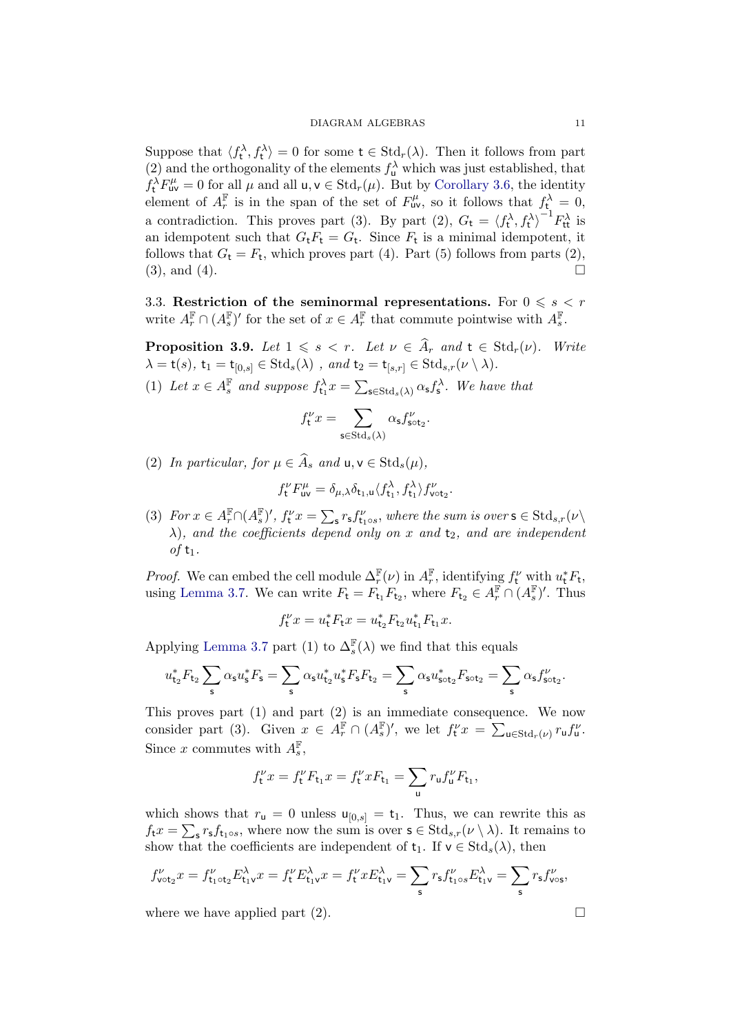Suppose that $\langle f_{\mathsf{t}}^{\lambda}, f_{\mathsf{t}}^{\lambda}\rangle = 0$ for some $\mathsf{t} \in \mathrm{Std}_r(\lambda)$. Then it follows from part (2) and the orthogonality of the elements $f_{\mathsf{u}}^{\lambda}$ which was just established, that $f_{\mathsf{t}}^{\lambda} F_{\mathsf{uv}}^{\mu} = 0$ for all $\mu$ and all $\mathsf{u}, \mathsf{v} \in \mathrm{Std}_r(\mu)$. But by Corollary 3.6, the identity element of $A_r^{\mathbb{F}}$ is in the span of the set of $F_{\mathsf{uv}}^{\mu}$, so it follows that $f_{\mathsf{t}}^{\lambda} = 0$, a contradiction. This proves part (3). By part (2), $G_{\mathsf{t}} = \langle f_{\mathsf{t}}^{\lambda}, f_{\mathsf{t}}^{\lambda}\rangle^{-1} F_{\mathsf{tt}}^{\lambda}$ is an idempotent such that $G_{\mathsf{t}} F_{\mathsf{t}} = G_{\mathsf{t}}$. Since $F_{\mathsf{t}}$ is a minimal idempotent, it follows that $G_{\mathsf{t}} = F_{\mathsf{t}}$, which proves part (4). Part (5) follows from parts (2), (3), and (4). $\square$

**3.3. Restriction of the seminormal representations.** For $0 \leqslant s < r$ write $A_r^{\mathbb{F}} \cap (A_s^{\mathbb{F}})'$ for the set of $x \in A_r^{\mathbb{F}}$ that commute pointwise with $A_s^{\mathbb{F}}$.

**Proposition 3.9.** *Let $1 \leqslant s < r$. Let $\nu \in \widehat{A}_r$ and $\mathsf{t} \in \mathrm{Std}_r(\nu)$. Write $\lambda = \mathsf{t}(s)$, $\mathsf{t}_1 = \mathsf{t}_{[0,s]} \in \mathrm{Std}_s(\lambda)$ , and $\mathsf{t}_2 = \mathsf{t}_{[s,r]} \in \mathrm{Std}_{s,r}(\nu \setminus \lambda)$.*

(1) *Let $x \in A_s^{\mathbb{F}}$ and suppose $f_{\mathsf{t}_1}^{\lambda} x = \sum_{\mathsf{s} \in \mathrm{Std}_s(\lambda)} \alpha_{\mathsf{s}} f_{\mathsf{s}}^{\lambda}$. We have that*

$$f_{\mathsf{t}}^{\nu} x = \sum_{\mathsf{s} \in \mathrm{Std}_s(\lambda)} \alpha_{\mathsf{s}} f_{\mathsf{s} \circ \mathsf{t}_2}^{\nu}.$$

(2) *In particular, for $\mu \in \widehat{A}_s$ and $\mathsf{u}, \mathsf{v} \in \mathrm{Std}_s(\mu)$,*

$$f_{\mathsf{t}}^{\nu} F_{\mathsf{uv}}^{\mu} = \delta_{\mu,\lambda} \delta_{\mathsf{t}_1,\mathsf{u}} \langle f_{\mathsf{t}_1}^{\lambda}, f_{\mathsf{t}_1}^{\lambda}\rangle f_{\mathsf{v} \circ \mathsf{t}_2}^{\nu}.$$

(3) *For $x \in A_r^{\mathbb{F}} \cap (A_s^{\mathbb{F}})'$, $f_{\mathsf{t}}^{\nu} x = \sum_{\mathsf{s}} r_{\mathsf{s}} f_{\mathsf{t}_1 \circ s}^{\nu}$, where the sum is over $\mathsf{s} \in \mathrm{Std}_{s,r}(\nu \setminus \lambda)$, and the coefficients depend only on $x$ and $\mathsf{t}_2$, and are independent of $\mathsf{t}_1$.*

*Proof.* We can embed the cell module $\Delta_r^{\mathbb{F}}(\nu)$ in $A_r^{\mathbb{F}}$, identifying $f_{\mathsf{t}}^{\nu}$ with $u_{\mathsf{t}}^* F_{\mathsf{t}}$, using Lemma 3.7. We can write $F_{\mathsf{t}} = F_{\mathsf{t}_1} F_{\mathsf{t}_2}$, where $F_{\mathsf{t}_2} \in A_r^{\mathbb{F}} \cap (A_s^{\mathbb{F}})'$. Thus

$$f_{\mathsf{t}}^{\nu} x = u_{\mathsf{t}}^* F_{\mathsf{t}} x = u_{\mathsf{t}_2}^* F_{\mathsf{t}_2} u_{\mathsf{t}_1}^* F_{\mathsf{t}_1} x.$$

Applying Lemma 3.7 part (1) to $\Delta_s^{\mathbb{F}}(\lambda)$ we find that this equals

$$u_{\mathsf{t}_2}^* F_{\mathsf{t}_2} \sum_{\mathsf{s}} \alpha_{\mathsf{s}} u_{\mathsf{s}}^* F_{\mathsf{s}} = \sum_{\mathsf{s}} \alpha_{\mathsf{s}} u_{\mathsf{t}_2}^* u_{\mathsf{s}}^* F_{\mathsf{s}} F_{\mathsf{t}_2} = \sum_{\mathsf{s}} \alpha_{\mathsf{s}} u_{\mathsf{s} \circ \mathsf{t}_2}^* F_{\mathsf{s} \circ \mathsf{t}_2} = \sum_{\mathsf{s}} \alpha_{\mathsf{s}} f_{\mathsf{s} \circ \mathsf{t}_2}^{\nu}.$$

This proves part (1) and part (2) is an immediate consequence. We now consider part (3). Given $x \in A_r^{\mathbb{F}} \cap (A_s^{\mathbb{F}})'$, we let $f_{\mathsf{t}}^{\nu} x = \sum_{\mathsf{u} \in \mathrm{Std}_r(\nu)} r_{\mathsf{u}} f_{\mathsf{u}}^{\nu}$. Since $x$ commutes with $A_s^{\mathbb{F}}$,

$$f_{\mathsf{t}}^{\nu} x = f_{\mathsf{t}}^{\nu} F_{\mathsf{t}_1} x = f_{\mathsf{t}}^{\nu} x F_{\mathsf{t}_1} = \sum_{\mathsf{u}} r_{\mathsf{u}} f_{\mathsf{u}}^{\nu} F_{\mathsf{t}_1},$$

which shows that $r_{\mathsf{u}} = 0$ unless $\mathsf{u}_{[0,s]} = \mathsf{t}_1$. Thus, we can rewrite this as $f_{\mathsf{t}} x = \sum_{\mathsf{s}} r_{\mathsf{s}} f_{\mathsf{t}_1 \circ s}$, where now the sum is over $\mathsf{s} \in \mathrm{Std}_{s,r}(\nu \setminus \lambda)$. It remains to show that the coefficients are independent of $\mathsf{t}_1$. If $\mathsf{v} \in \mathrm{Std}_s(\lambda)$, then

$$f_{\mathsf{v} \circ \mathsf{t}_2}^{\nu} x = f_{\mathsf{t}_1 \circ \mathsf{t}_2}^{\nu} E_{\mathsf{t}_1 \mathsf{v}}^{\lambda} x = f_{\mathsf{t}}^{\nu} E_{\mathsf{t}_1 \mathsf{v}}^{\lambda} x = f_{\mathsf{t}}^{\nu} x E_{\mathsf{t}_1 \mathsf{v}}^{\lambda} = \sum_{\mathsf{s}} r_{\mathsf{s}} f_{\mathsf{t}_1 \circ s}^{\nu} E_{\mathsf{t}_1 \mathsf{v}}^{\lambda} = \sum_{\mathsf{s}} r_{\mathsf{s}} f_{\mathsf{v} \circ \mathsf{s}}^{\nu},$$

where we have applied part (2). $\square$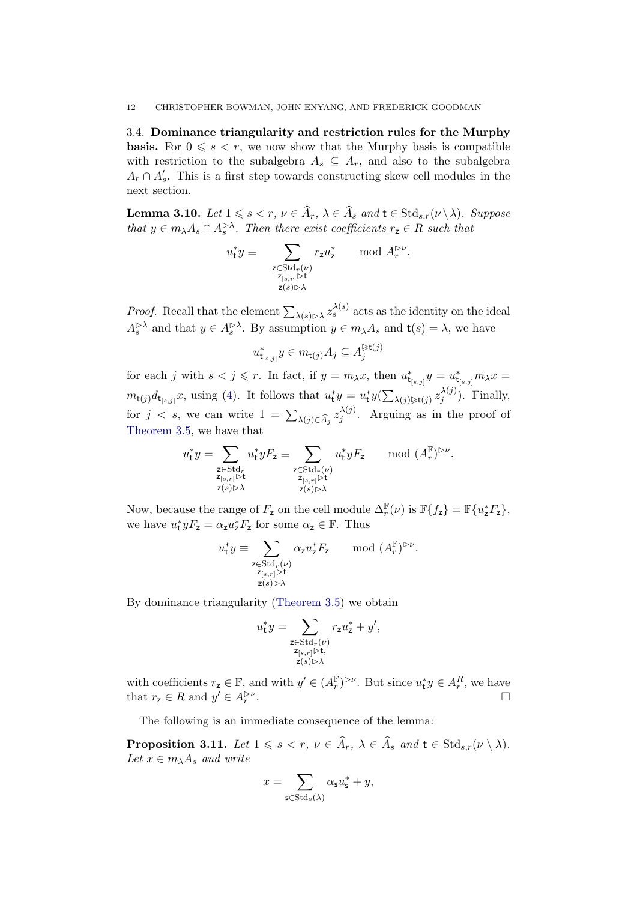### 3.4. Dominance triangularity and restriction rules for the Murphy basis.

For $0 \leqslant s < r$, we now show that the Murphy basis is compatible with restriction to the subalgebra $A_s \subseteq A_r$, and also to the subalgebra $A_r \cap A'_s$. This is a first step towards constructing skew cell modules in the next section.

**Lemma 3.10.** *Let $1 \leqslant s < r$, $\nu \in \widehat{A}_r$, $\lambda \in \widehat{A}_s$ and $\mathsf{t} \in \mathrm{Std}_{s,r}(\nu \setminus \lambda)$. Suppose that $y \in m_\lambda A_s \cap A_s^{\rhd\lambda}$. Then there exist coefficients $r_{\mathsf{z}} \in R$ such that*

$$u_{\mathsf{t}}^* y \equiv \sum_{\substack{\mathsf{z} \in \mathrm{Std}_r(\nu) \\ \mathsf{z}_{[s,r]} \rhd \mathsf{t} \\ \mathsf{z}(s) \rhd \lambda}} r_{\mathsf{z}} u_{\mathsf{z}}^* \qquad \mathrm{mod}\ A_r^{\rhd\nu}.$$

*Proof.* Recall that the element $\sum_{\lambda(s) \rhd \lambda} z_s^{\lambda(s)}$ acts as the identity on the ideal $A_s^{\rhd\lambda}$ and that $y \in A_s^{\rhd\lambda}$. By assumption $y \in m_\lambda A_s$ and $\mathsf{t}(s) = \lambda$, we have

$$u_{\mathsf{t}_{[s,j]}}^* y \in m_{\mathsf{t}(j)} A_j \subseteq A_j^{\trianglerighteq \mathsf{t}(j)}$$

for each $j$ with $s < j \leqslant r$. In fact, if $y = m_\lambda x$, then $u_{\mathsf{t}_{[s,j]}}^* y = u_{\mathsf{t}_{[s,j]}}^* m_\lambda x = m_{\mathsf{t}(j)} d_{\mathsf{t}_{[s,j]}} x$, using (4). It follows that $u_{\mathsf{t}}^* y = u_{\mathsf{t}}^* y (\sum_{\lambda(j) \trianglerighteq \mathsf{t}(j)} z_j^{\lambda(j)})$. Finally, for $j < s$, we can write $1 = \sum_{\lambda(j) \in \widehat{A}_j} z_j^{\lambda(j)}$. Arguing as in the proof of Theorem 3.5, we have that

$$u_{\mathsf{t}}^* y = \sum_{\substack{\mathsf{z} \in \mathrm{Std}_r \\ \mathsf{z}_{[s,r]} \rhd \mathsf{t} \\ \mathsf{z}(s) \rhd \lambda}} u_{\mathsf{t}}^* y F_{\mathsf{z}} \equiv \sum_{\substack{\mathsf{z} \in \mathrm{Std}_r(\nu) \\ \mathsf{z}_{[s,r]} \rhd \mathsf{t} \\ \mathsf{z}(s) \rhd \lambda}} u_{\mathsf{t}}^* y F_{\mathsf{z}} \qquad \mathrm{mod}\ (A_r^{\mathbb{F}})^{\rhd\nu}.$$

Now, because the range of $F_{\mathsf{z}}$ on the cell module $\Delta_r^{\mathbb{F}}(\nu)$ is $\mathbb{F}\{f_{\mathsf{z}}\} = \mathbb{F}\{u_{\mathsf{z}}^* F_{\mathsf{z}}\}$, we have $u_{\mathsf{t}}^* y F_{\mathsf{z}} = \alpha_{\mathsf{z}} u_{\mathsf{z}}^* F_{\mathsf{z}}$ for some $\alpha_{\mathsf{z}} \in \mathbb{F}$. Thus

$$u_{\mathsf{t}}^* y \equiv \sum_{\substack{\mathsf{z} \in \mathrm{Std}_r(\nu) \\ \mathsf{z}_{[s,r]} \rhd \mathsf{t} \\ \mathsf{z}(s) \rhd \lambda}} \alpha_{\mathsf{z}} u_{\mathsf{z}}^* F_{\mathsf{z}} \qquad \mathrm{mod}\ (A_r^{\mathbb{F}})^{\rhd\nu}.$$

By dominance triangularity (Theorem 3.5) we obtain

$$u_{\mathsf{t}}^* y = \sum_{\substack{\mathsf{z} \in \mathrm{Std}_r(\nu) \\ \mathsf{z}_{[s,r]} \rhd \mathsf{t}, \\ \mathsf{z}(s) \rhd \lambda}} r_{\mathsf{z}} u_{\mathsf{z}}^* + y',$$

with coefficients $r_{\mathsf{z}} \in \mathbb{F}$, and with $y' \in (A_r^{\mathbb{F}})^{\rhd\nu}$. But since $u_{\mathsf{t}}^* y \in A_r^R$, we have that $r_{\mathsf{z}} \in R$ and $y' \in A_r^{\rhd\nu}$. $\square$

The following is an immediate consequence of the lemma:

**Proposition 3.11.** *Let $1 \leqslant s < r$, $\nu \in \widehat{A}_r$, $\lambda \in \widehat{A}_s$ and $\mathsf{t} \in \mathrm{Std}_{s,r}(\nu \setminus \lambda)$. Let $x \in m_\lambda A_s$ and write*

$$x = \sum_{\mathsf{s} \in \mathrm{Std}_s(\lambda)} \alpha_{\mathsf{s}} u_{\mathsf{s}}^* + y,$$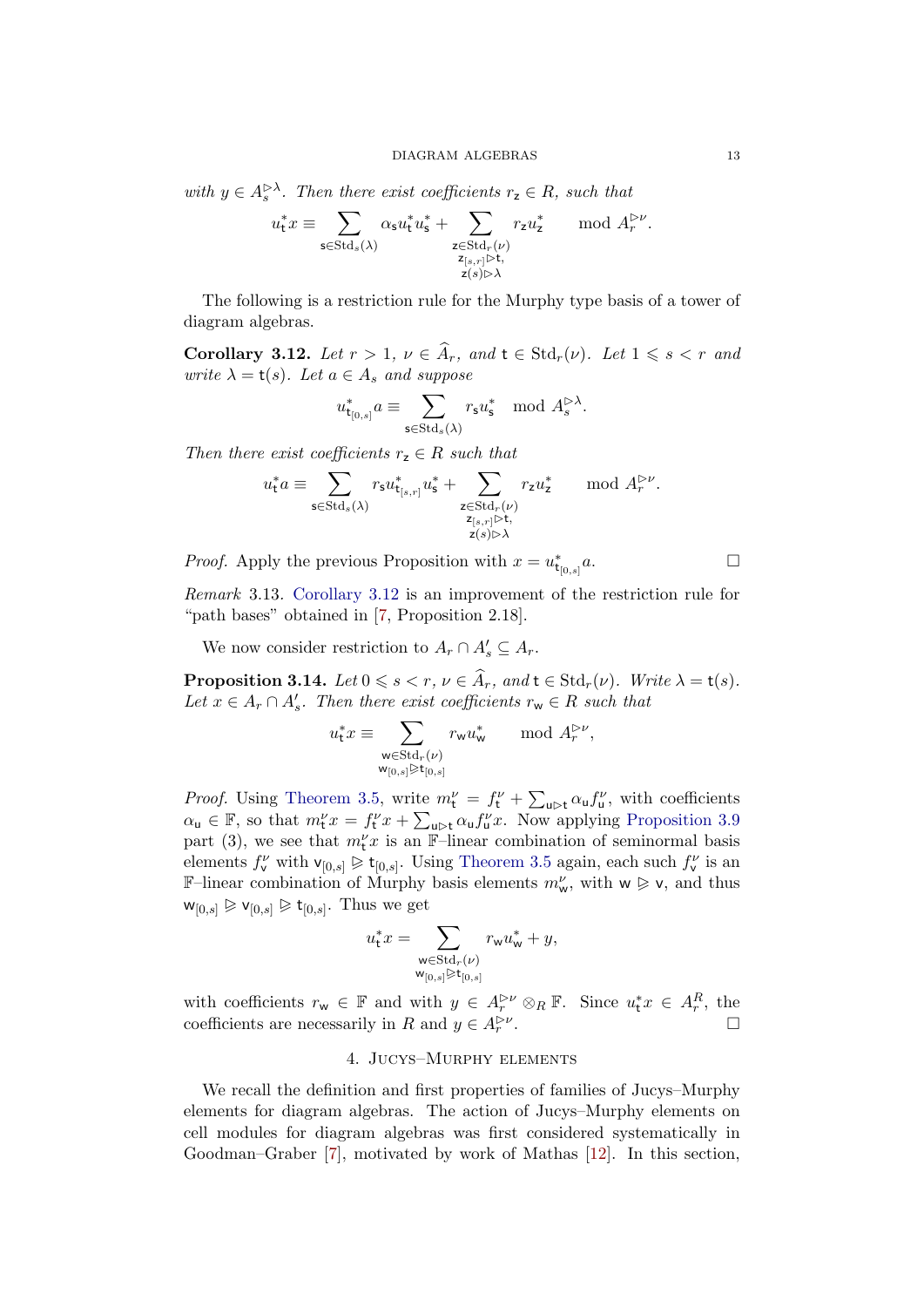*with $y \in A_s^{\rhd\lambda}$. Then there exist coefficients $r_{\mathsf{z}} \in R$, such that*

$$u_{\mathsf{t}}^* x \equiv \sum_{\mathsf{s} \in \mathrm{Std}_s(\lambda)} \alpha_{\mathsf{s}} u_{\mathsf{t}}^* u_{\mathsf{s}}^* + \sum_{\substack{\mathsf{z} \in \mathrm{Std}_r(\nu) \\ \mathsf{z}_{[s,r]} \rhd \mathsf{t}, \\ \mathsf{z}(s) \rhd \lambda}} r_{\mathsf{z}} u_{\mathsf{z}}^* \qquad \mod A_r^{\rhd\nu}.$$

The following is a restriction rule for the Murphy type basis of a tower of diagram algebras.

**Corollary 3.12.** *Let $r > 1$, $\nu \in \widehat{A}_r$, and $\mathsf{t} \in \mathrm{Std}_r(\nu)$. Let $1 \leqslant s < r$ and write $\lambda = \mathsf{t}(s)$. Let $a \in A_s$ and suppose*

$$u_{\mathsf{t}_{[0,s]}}^* a \equiv \sum_{\mathsf{s} \in \mathrm{Std}_s(\lambda)} r_{\mathsf{s}} u_{\mathsf{s}}^* \mod A_s^{\rhd\lambda}.$$

*Then there exist coefficients $r_{\mathsf{z}} \in R$ such that*

$$u_{\mathsf{t}}^* a \equiv \sum_{\mathsf{s} \in \mathrm{Std}_s(\lambda)} r_{\mathsf{s}} u_{\mathsf{t}_{[s,r]}}^* u_{\mathsf{s}}^* + \sum_{\substack{\mathsf{z} \in \mathrm{Std}_r(\nu) \\ \mathsf{z}_{[s,r]} \rhd \mathsf{t}, \\ \mathsf{z}(s) \rhd \lambda}} r_{\mathsf{z}} u_{\mathsf{z}}^* \qquad \mod A_r^{\rhd\nu}.$$

*Proof.* Apply the previous Proposition with $x = u_{\mathsf{t}_{[0,s]}}^* a$. □

*Remark* 3.13. Corollary 3.12 is an improvement of the restriction rule for "path bases" obtained in [7, Proposition 2.18].

We now consider restriction to $A_r \cap A_s' \subseteq A_r$.

**Proposition 3.14.** *Let $0 \leqslant s < r$, $\nu \in \widehat{A}_r$, and $\mathsf{t} \in \mathrm{Std}_r(\nu)$. Write $\lambda = \mathsf{t}(s)$. Let $x \in A_r \cap A_s'$. Then there exist coefficients $r_{\mathsf{w}} \in R$ such that*

$$u_{\mathsf{t}}^* x \equiv \sum_{\substack{\mathsf{w} \in \mathrm{Std}_r(\nu) \\ \mathsf{w}_{[0,s]} \unrhd \mathsf{t}_{[0,s]}}} r_{\mathsf{w}} u_{\mathsf{w}}^* \qquad \mod A_r^{\rhd\nu},$$

*Proof.* Using Theorem 3.5, write $m_{\mathsf{t}}^\nu = f_{\mathsf{t}}^\nu + \sum_{\mathsf{u} \rhd \mathsf{t}} \alpha_{\mathsf{u}} f_{\mathsf{u}}^\nu$, with coefficients $\alpha_{\mathsf{u}} \in \mathbb{F}$, so that $m_{\mathsf{t}}^\nu x = f_{\mathsf{t}}^\nu x + \sum_{\mathsf{u} \rhd \mathsf{t}} \alpha_{\mathsf{u}} f_{\mathsf{u}}^\nu x$. Now applying Proposition 3.9 part (3), we see that $m_{\mathsf{t}}^\nu x$ is an $\mathbb{F}$–linear combination of seminormal basis elements $f_{\mathsf{v}}^\nu$ with $\mathsf{v}_{[0,s]} \unrhd \mathsf{t}_{[0,s]}$. Using Theorem 3.5 again, each such $f_{\mathsf{v}}^\nu$ is an $\mathbb{F}$–linear combination of Murphy basis elements $m_{\mathsf{w}}^\nu$, with $\mathsf{w} \unrhd \mathsf{v}$, and thus $\mathsf{w}_{[0,s]} \unrhd \mathsf{v}_{[0,s]} \unrhd \mathsf{t}_{[0,s]}$. Thus we get

$$u_{\mathsf{t}}^* x = \sum_{\substack{\mathsf{w} \in \mathrm{Std}_r(\nu) \\ \mathsf{w}_{[0,s]} \unrhd \mathsf{t}_{[0,s]}}} r_{\mathsf{w}} u_{\mathsf{w}}^* + y,$$

with coefficients $r_{\mathsf{w}} \in \mathbb{F}$ and with $y \in A_r^{\rhd\nu} \otimes_R \mathbb{F}$. Since $u_{\mathsf{t}}^* x \in A_r^R$, the coefficients are necessarily in $R$ and $y \in A_r^{\rhd\nu}$. □

## 4. Jucys–Murphy elements

We recall the definition and first properties of families of Jucys–Murphy elements for diagram algebras. The action of Jucys–Murphy elements on cell modules for diagram algebras was first considered systematically in Goodman–Graber [7], motivated by work of Mathas [12]. In this section,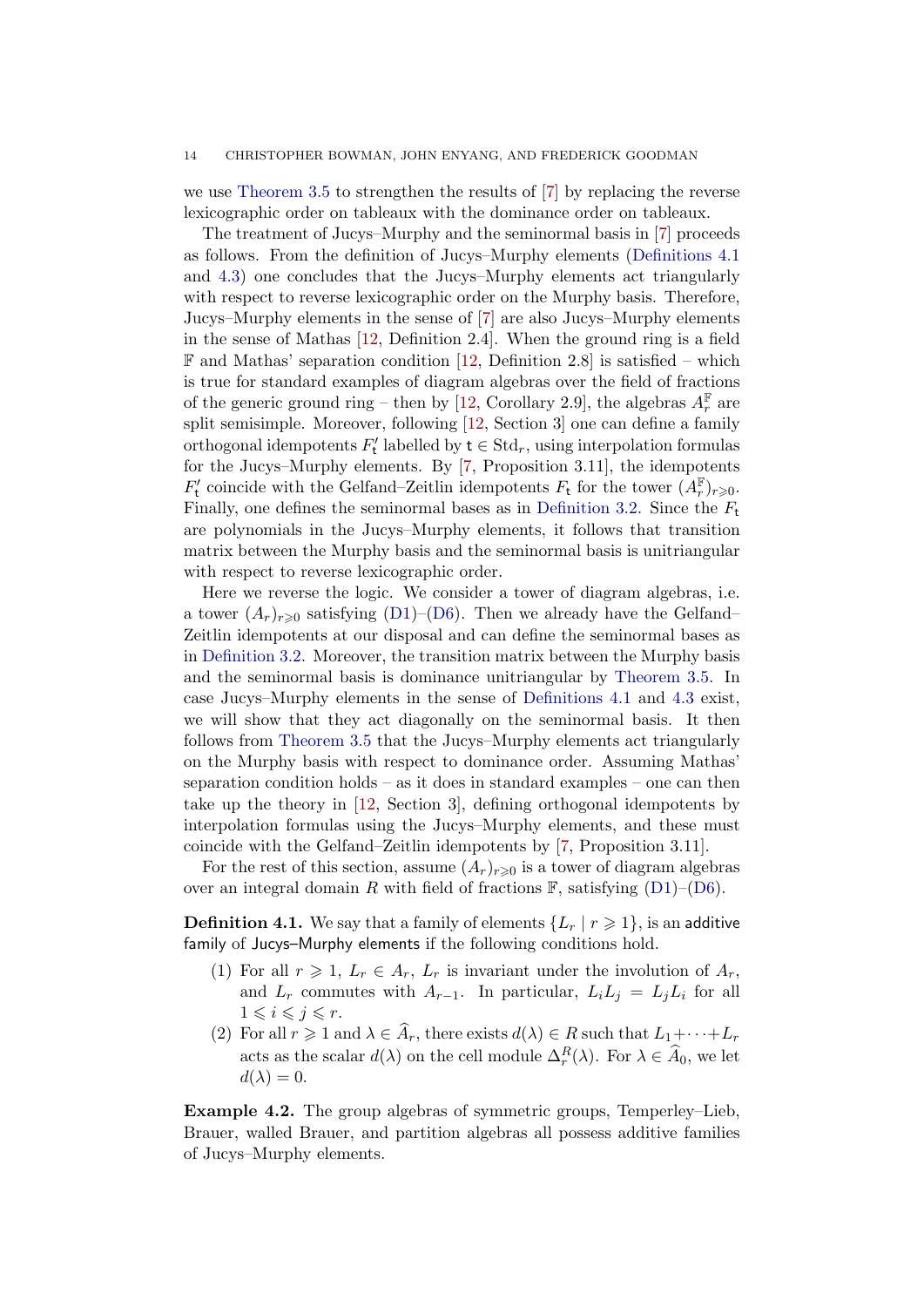we use Theorem 3.5 to strengthen the results of [7] by replacing the reverse lexicographic order on tableaux with the dominance order on tableaux.

The treatment of Jucys–Murphy and the seminormal basis in [7] proceeds as follows. From the definition of Jucys–Murphy elements (Definitions 4.1 and 4.3) one concludes that the Jucys–Murphy elements act triangularly with respect to reverse lexicographic order on the Murphy basis. Therefore, Jucys–Murphy elements in the sense of [7] are also Jucys–Murphy elements in the sense of Mathas [12, Definition 2.4]. When the ground ring is a field $\mathbb{F}$ and Mathas' separation condition [12, Definition 2.8] is satisfied – which is true for standard examples of diagram algebras over the field of fractions of the generic ground ring – then by [12, Corollary 2.9], the algebras $A_r^{\mathbb{F}}$ are split semisimple. Moreover, following [12, Section 3] one can define a family orthogonal idempotents $F'_{\mathsf{t}}$ labelled by $\mathsf{t} \in \mathrm{Std}_r$, using interpolation formulas for the Jucys–Murphy elements. By [7, Proposition 3.11], the idempotents $F'_{\mathsf{t}}$ coincide with the Gelfand–Zeitlin idempotents $F_{\mathsf{t}}$ for the tower $(A_r^{\mathbb{F}})_{r \geqslant 0}$. Finally, one defines the seminormal bases as in Definition 3.2. Since the $F_{\mathsf{t}}$ are polynomials in the Jucys–Murphy elements, it follows that transition matrix between the Murphy basis and the seminormal basis is unitriangular with respect to reverse lexicographic order.

Here we reverse the logic. We consider a tower of diagram algebras, i.e. a tower $(A_r)_{r \geqslant 0}$ satisfying (D1)–(D6). Then we already have the Gelfand–Zeitlin idempotents at our disposal and can define the seminormal bases as in Definition 3.2. Moreover, the transition matrix between the Murphy basis and the seminormal basis is dominance unitriangular by Theorem 3.5. In case Jucys–Murphy elements in the sense of Definitions 4.1 and 4.3 exist, we will show that they act diagonally on the seminormal basis. It then follows from Theorem 3.5 that the Jucys–Murphy elements act triangularly on the Murphy basis with respect to dominance order. Assuming Mathas' separation condition holds – as it does in standard examples – one can then take up the theory in [12, Section 3], defining orthogonal idempotents by interpolation formulas using the Jucys–Murphy elements, and these must coincide with the Gelfand–Zeitlin idempotents by [7, Proposition 3.11].

For the rest of this section, assume $(A_r)_{r \geqslant 0}$ is a tower of diagram algebras over an integral domain $R$ with field of fractions $\mathbb{F}$, satisfying (D1)–(D6).

**Definition 4.1.** We say that a family of elements $\{L_r \mid r \geqslant 1\}$, is an additive family of Jucys–Murphy elements if the following conditions hold.

1. For all $r \geqslant 1$, $L_r \in A_r$, $L_r$ is invariant under the involution of $A_r$, and $L_r$ commutes with $A_{r-1}$. In particular, $L_i L_j = L_j L_i$ for all $1 \leqslant i \leqslant j \leqslant r$.
2. For all $r \geqslant 1$ and $\lambda \in \widehat{A}_r$, there exists $d(\lambda) \in R$ such that $L_1 + \cdots + L_r$ acts as the scalar $d(\lambda)$ on the cell module $\Delta_r^R(\lambda)$. For $\lambda \in \widehat{A}_0$, we let $d(\lambda) = 0$.

**Example 4.2.** The group algebras of symmetric groups, Temperley–Lieb, Brauer, walled Brauer, and partition algebras all possess additive families of Jucys–Murphy elements.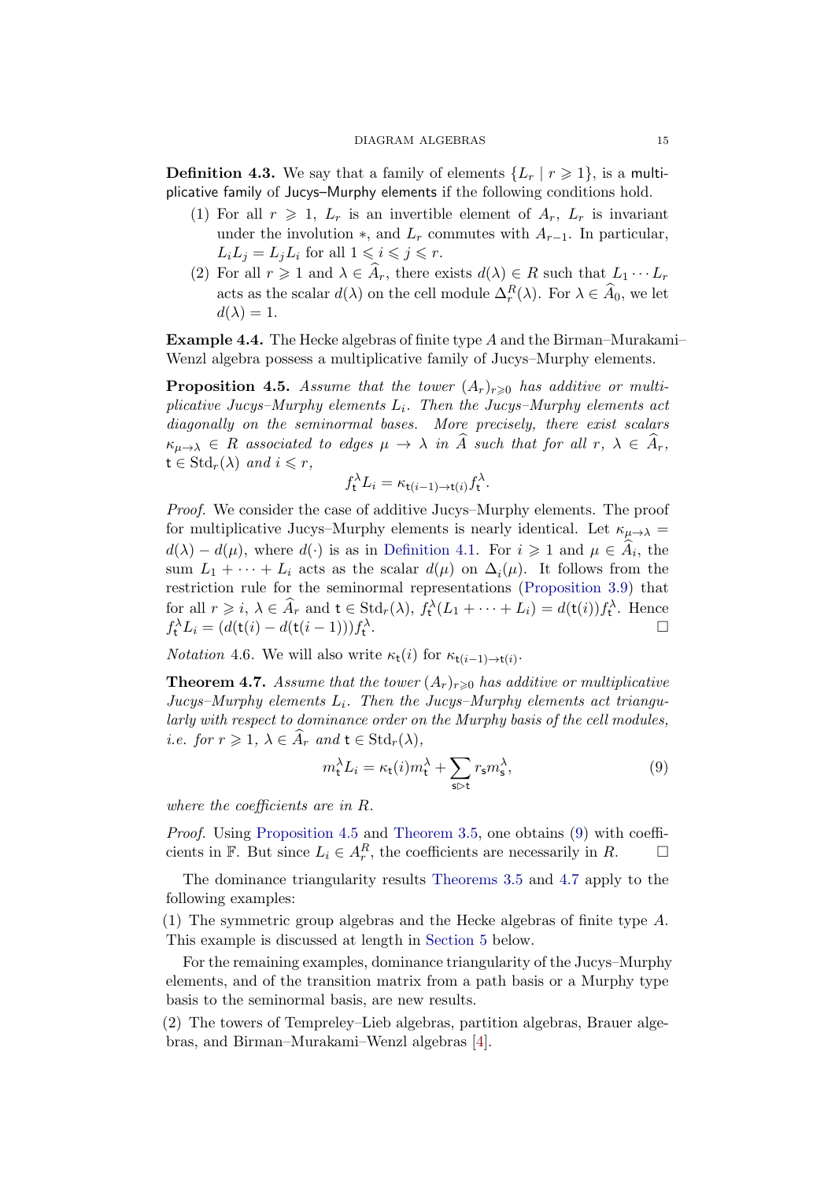**Definition 4.3.** We say that a family of elements $\{L_r \mid r \geqslant 1\}$, is a multiplicative family of Jucys–Murphy elements if the following conditions hold.

1. For all $r \geqslant 1$, $L_r$ is an invertible element of $A_r$, $L_r$ is invariant under the involution $*$, and $L_r$ commutes with $A_{r-1}$. In particular, $L_i L_j = L_j L_i$ for all $1 \leqslant i \leqslant j \leqslant r$.
2. For all $r \geqslant 1$ and $\lambda \in \widehat{A}_r$, there exists $d(\lambda) \in R$ such that $L_1 \cdots L_r$ acts as the scalar $d(\lambda)$ on the cell module $\Delta_r^R(\lambda)$. For $\lambda \in \widehat{A}_0$, we let $d(\lambda) = 1$.

**Example 4.4.** The Hecke algebras of finite type $A$ and the Birman–Murakami–Wenzl algebra possess a multiplicative family of Jucys–Murphy elements.

**Proposition 4.5.** *Assume that the tower $(A_r)_{r\geqslant 0}$ has additive or multiplicative Jucys–Murphy elements $L_i$. Then the Jucys–Murphy elements act diagonally on the seminormal bases. More precisely, there exist scalars $\kappa_{\mu\to\lambda} \in R$ associated to edges $\mu \to \lambda$ in $\widehat{A}$ such that for all $r$, $\lambda \in \widehat{A}_r$, $\mathsf{t} \in \mathrm{Std}_r(\lambda)$ and $i \leqslant r$,*

$$f_{\mathsf{t}}^{\lambda} L_i = \kappa_{\mathsf{t}(i-1)\to\mathsf{t}(i)} f_{\mathsf{t}}^{\lambda}.$$

*Proof.* We consider the case of additive Jucys–Murphy elements. The proof for multiplicative Jucys–Murphy elements is nearly identical. Let $\kappa_{\mu\to\lambda} = d(\lambda) - d(\mu)$, where $d(\cdot)$ is as in Definition 4.1. For $i \geqslant 1$ and $\mu \in \widehat{A}_i$, the sum $L_1 + \cdots + L_i$ acts as the scalar $d(\mu)$ on $\Delta_i(\mu)$. It follows from the restriction rule for the seminormal representations (Proposition 3.9) that for all $r \geqslant i$, $\lambda \in \widehat{A}_r$ and $\mathsf{t} \in \mathrm{Std}_r(\lambda)$, $f_{\mathsf{t}}^{\lambda}(L_1 + \cdots + L_i) = d(\mathsf{t}(i)) f_{\mathsf{t}}^{\lambda}$. Hence $f_{\mathsf{t}}^{\lambda} L_i = (d(\mathsf{t}(i) - d(\mathsf{t}(i-1))) f_{\mathsf{t}}^{\lambda}$. □

*Notation* 4.6. We will also write $\kappa_{\mathsf{t}}(i)$ for $\kappa_{\mathsf{t}(i-1)\to\mathsf{t}(i)}$.

**Theorem 4.7.** *Assume that the tower $(A_r)_{r\geqslant 0}$ has additive or multiplicative Jucys–Murphy elements $L_i$. Then the Jucys–Murphy elements act triangularly with respect to dominance order on the Murphy basis of the cell modules, i.e. for $r \geqslant 1$, $\lambda \in \widehat{A}_r$ and $\mathsf{t} \in \mathrm{Std}_r(\lambda)$,*

$$m_{\mathsf{t}}^{\lambda} L_i = \kappa_{\mathsf{t}}(i) m_{\mathsf{t}}^{\lambda} + \sum_{\mathsf{s} \rhd \mathsf{t}} r_{\mathsf{s}} m_{\mathsf{s}}^{\lambda}, \tag{9}$$

*where the coefficients are in $R$.*

*Proof.* Using Proposition 4.5 and Theorem 3.5, one obtains (9) with coefficients in $\mathbb{F}$. But since $L_i \in A_r^R$, the coefficients are necessarily in $R$. □

The dominance triangularity results Theorems 3.5 and 4.7 apply to the following examples:

(1) The symmetric group algebras and the Hecke algebras of finite type $A$. This example is discussed at length in Section 5 below.

For the remaining examples, dominance triangularity of the Jucys–Murphy elements, and of the transition matrix from a path basis or a Murphy type basis to the seminormal basis, are new results.

(2) The towers of Tempreley–Lieb algebras, partition algebras, Brauer algebras, and Birman–Murakami–Wenzl algebras [4].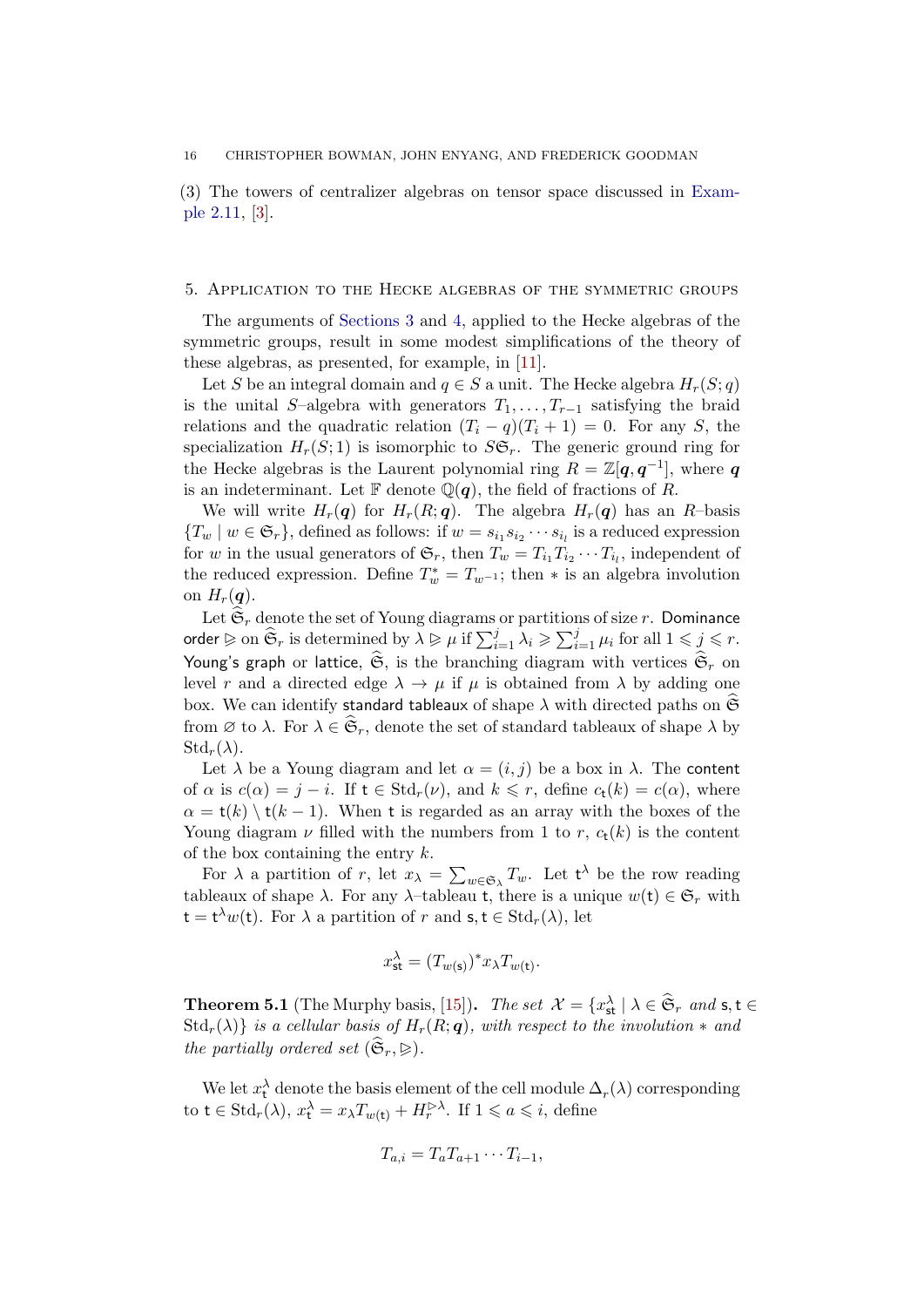(3) The towers of centralizer algebras on tensor space discussed in Example 2.11, [3].

## 5. Application to the Hecke algebras of the symmetric groups

The arguments of Sections 3 and 4, applied to the Hecke algebras of the symmetric groups, result in some modest simplifications of the theory of these algebras, as presented, for example, in [11].

Let $S$ be an integral domain and $q \in S$ a unit. The Hecke algebra $H_r(S;q)$ is the unital $S$–algebra with generators $T_1, \dots, T_{r-1}$ satisfying the braid relations and the quadratic relation $(T_i - q)(T_i + 1) = 0$. For any $S$, the specialization $H_r(S;1)$ is isomorphic to $S\mathfrak{S}_r$. The generic ground ring for the Hecke algebras is the Laurent polynomial ring $R = \mathbb{Z}[\boldsymbol{q}, \boldsymbol{q}^{-1}]$, where $\boldsymbol{q}$ is an indeterminant. Let $\mathbb{F}$ denote $\mathbb{Q}(\boldsymbol{q})$, the field of fractions of $R$.

We will write $H_r(\boldsymbol{q})$ for $H_r(R;\boldsymbol{q})$. The algebra $H_r(\boldsymbol{q})$ has an $R$–basis $\{T_w \mid w \in \mathfrak{S}_r\}$, defined as follows: if $w = s_{i_1}s_{i_2}\cdots s_{i_l}$ is a reduced expression for $w$ in the usual generators of $\mathfrak{S}_r$, then $T_w = T_{i_1}T_{i_2}\cdots T_{i_l}$, independent of the reduced expression. Define $T_w^* = T_{w^{-1}}$; then $*$ is an algebra involution on $H_r(\boldsymbol{q})$.

Let $\widehat{\mathfrak{S}}_r$ denote the set of Young diagrams or partitions of size $r$. Dominance order $\trianglerighteq$ on $\widehat{\mathfrak{S}}_r$ is determined by $\lambda \trianglerighteq \mu$ if $\sum_{i=1}^{j} \lambda_i \geqslant \sum_{i=1}^{j} \mu_i$ for all $1 \leqslant j \leqslant r$. Young's graph or lattice, $\widehat{\mathfrak{S}}$, is the branching diagram with vertices $\widehat{\mathfrak{S}}_r$ on level $r$ and a directed edge $\lambda \to \mu$ if $\mu$ is obtained from $\lambda$ by adding one box. We can identify standard tableaux of shape $\lambda$ with directed paths on $\widehat{\mathfrak{S}}$ from $\varnothing$ to $\lambda$. For $\lambda \in \widehat{\mathfrak{S}}_r$, denote the set of standard tableaux of shape $\lambda$ by $\mathrm{Std}_r(\lambda)$.

Let $\lambda$ be a Young diagram and let $\alpha = (i,j)$ be a box in $\lambda$. The content of $\alpha$ is $c(\alpha) = j - i$. If $\mathsf{t} \in \mathrm{Std}_r(\nu)$, and $k \leqslant r$, define $c_{\mathsf{t}}(k) = c(\alpha)$, where $\alpha = \mathsf{t}(k) \setminus \mathsf{t}(k-1)$. When $\mathsf{t}$ is regarded as an array with the boxes of the Young diagram $\nu$ filled with the numbers from 1 to $r$, $c_{\mathsf{t}}(k)$ is the content of the box containing the entry $k$.

For $\lambda$ a partition of $r$, let $x_\lambda = \sum_{w \in \mathfrak{S}_\lambda} T_w$. Let $\mathsf{t}^\lambda$ be the row reading tableaux of shape $\lambda$. For any $\lambda$–tableau $\mathsf{t}$, there is a unique $w(\mathsf{t}) \in \mathfrak{S}_r$ with $\mathsf{t} = \mathsf{t}^\lambda w(\mathsf{t})$. For $\lambda$ a partition of $r$ and $\mathsf{s}, \mathsf{t} \in \mathrm{Std}_r(\lambda)$, let

$$x^\lambda_{\mathsf{st}} = (T_{w(\mathsf{s})})^* x_\lambda T_{w(\mathsf{t})}.$$

**Theorem 5.1** (The Murphy basis, [15]). *The set $\mathcal{X} = \{x^\lambda_{\mathsf{st}} \mid \lambda \in \widehat{\mathfrak{S}}_r$ and $\mathsf{s}, \mathsf{t} \in \mathrm{Std}_r(\lambda)\}$ is a cellular basis of $H_r(R;\boldsymbol{q})$, with respect to the involution $*$ and the partially ordered set $(\widehat{\mathfrak{S}}_r, \trianglerighteq)$.*

We let $x^\lambda_{\mathsf{t}}$ denote the basis element of the cell module $\Delta_r(\lambda)$ corresponding to $\mathsf{t} \in \mathrm{Std}_r(\lambda)$, $x^\lambda_{\mathsf{t}} = x_\lambda T_{w(\mathsf{t})} + H_r^{\rhd\lambda}$. If $1 \leqslant a \leqslant i$, define

$$T_{a,i} = T_a T_{a+1} \cdots T_{i-1},$$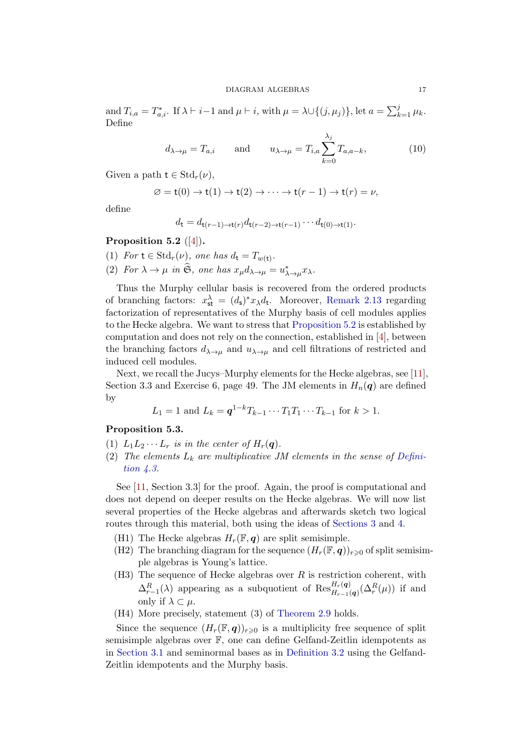and $T_{i,a} = T^*_{a,i}$. If $\lambda \vdash i-1$ and $\mu \vdash i$, with $\mu = \lambda \cup \{(j, \mu_j)\}$, let $a = \sum_{k=1}^{j} \mu_k$. Define

$$d_{\lambda \to \mu} = T_{a,i} \qquad \text{and} \qquad u_{\lambda \to \mu} = T_{i,a} \sum_{k=0}^{\lambda_j} T_{a,a-k}, \tag{10}$$

Given a path $\mathsf{t} \in \mathrm{Std}_r(\nu)$,

$$\varnothing = \mathsf{t}(0) \to \mathsf{t}(1) \to \mathsf{t}(2) \to \cdots \to \mathsf{t}(r-1) \to \mathsf{t}(r) = \nu,$$

define

$$d_{\mathsf{t}} = d_{\mathsf{t}(r-1)\to \mathsf{t}(r)} d_{\mathsf{t}(r-2)\to \mathsf{t}(r-1)} \cdots d_{\mathsf{t}(0)\to \mathsf{t}(1)}.$$

**Proposition 5.2** ([4])**.**

(1) *For* $\mathsf{t} \in \mathrm{Std}_r(\nu)$*, one has* $d_{\mathsf{t}} = T_{w(\mathsf{t})}$.

(2) *For* $\lambda \to \mu$ *in* $\widehat{\mathfrak{S}}$*, one has* $x_\mu d_{\lambda\to\mu} = u^*_{\lambda\to\mu} x_\lambda$.

Thus the Murphy cellular basis is recovered from the ordered products of branching factors: $x^\lambda_{\mathsf{st}} = (d_{\mathsf{s}})^* x_\lambda d_{\mathsf{t}}$. Moreover, Remark 2.13 regarding factorization of representatives of the Murphy basis of cell modules applies to the Hecke algebra. We want to stress that Proposition 5.2 is established by computation and does not rely on the connection, established in [4], between the branching factors $d_{\lambda\to\mu}$ and $u_{\lambda\to\mu}$ and cell filtrations of restricted and induced cell modules.

Next, we recall the Jucys–Murphy elements for the Hecke algebras, see [11], Section 3.3 and Exercise 6, page 49. The JM elements in $H_n(\boldsymbol{q})$ are defined by

$$L_1 = 1 \text{ and } L_k = \boldsymbol{q}^{1-k} T_{k-1} \cdots T_1 T_1 \cdots T_{k-1} \text{ for } k > 1.$$

**Proposition 5.3.**

(1) $L_1 L_2 \cdots L_r$ *is in the center of* $H_r(\boldsymbol{q})$.

(2) *The elements* $L_k$ *are multiplicative JM elements in the sense of Definition 4.3.*

See [11, Section 3.3] for the proof. Again, the proof is computational and does not depend on deeper results on the Hecke algebras. We will now list several properties of the Hecke algebras and afterwards sketch two logical routes through this material, both using the ideas of Sections 3 and 4.

(H1) The Hecke algebras $H_r(\mathbb{F}, \boldsymbol{q})$ are split semisimple.

(H2) The branching diagram for the sequence $(H_r(\mathbb{F}, \boldsymbol{q}))_{r\geqslant 0}$ of split semisimple algebras is Young's lattice.

(H3) The sequence of Hecke algebras over $R$ is restriction coherent, with $\Delta^R_{r-1}(\lambda)$ appearing as a subquotient of $\mathrm{Res}^{H_r(\boldsymbol{q})}_{H_{r-1}(\boldsymbol{q})}(\Delta^R_r(\mu))$ if and only if $\lambda \subset \mu$.

(H4) More precisely, statement (3) of Theorem 2.9 holds.

Since the sequence $(H_r(\mathbb{F}, \boldsymbol{q}))_{r\geqslant 0}$ is a multiplicity free sequence of split semisimple algebras over $\mathbb{F}$, one can define Gelfand-Zeitlin idempotents as in Section 3.1 and seminormal bases as in Definition 3.2 using the Gelfand-Zeitlin idempotents and the Murphy basis.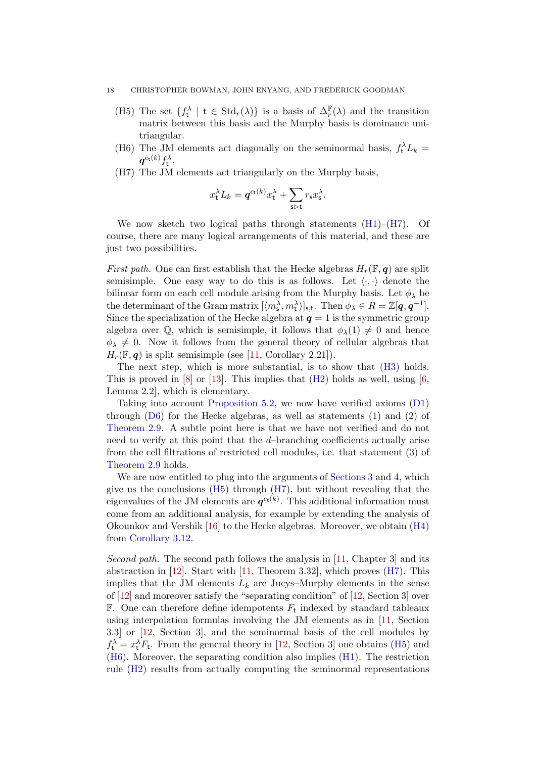(H5) The set $\{f_{\mathsf{t}}^{\lambda} \mid \mathsf{t} \in \mathrm{Std}_r(\lambda)\}$ is a basis of $\Delta_r^{\mathbb{F}}(\lambda)$ and the transition matrix between this basis and the Murphy basis is dominance unitriangular.

(H6) The JM elements act diagonally on the seminormal basis, $f_{\mathsf{t}}^{\lambda} L_k = \boldsymbol{q}^{c_{\mathsf{t}}(k)} f_{\mathsf{t}}^{\lambda}$.

(H7) The JM elements act triangularly on the Murphy basis,

$$x_{\mathsf{t}}^{\lambda} L_k = \boldsymbol{q}^{c_{\mathsf{t}}(k)} x_{\mathsf{t}}^{\lambda} + \sum_{\mathsf{s} \rhd \mathsf{t}} r_{\mathsf{s}} x_{\mathsf{s}}^{\lambda}.$$

We now sketch two logical paths through statements (H1)–(H7). Of course, there are many logical arrangements of this material, and these are just two possibilities.

*First path.* One can first establish that the Hecke algebras $H_r(\mathbb{F}, \boldsymbol{q})$ are split semisimple. One easy way to do this is as follows. Let $\langle \cdot, \cdot \rangle$ denote the bilinear form on each cell module arising from the Murphy basis. Let $\phi_\lambda$ be the determinant of the Gram matrix $[\langle m_{\mathsf{s}}^{\lambda}, m_{\mathsf{t}}^{\lambda} \rangle]_{\mathsf{s},\mathsf{t}}$. Then $\phi_\lambda \in R = \mathbb{Z}[\boldsymbol{q}, \boldsymbol{q}^{-1}]$. Since the specialization of the Hecke algebra at $\boldsymbol{q} = 1$ is the symmetric group algebra over $\mathbb{Q}$, which is semisimple, it follows that $\phi_\lambda(1) \neq 0$ and hence $\phi_\lambda \neq 0$. Now it follows from the general theory of cellular algebras that $H_r(\mathbb{F}, \boldsymbol{q})$ is split semisimple (see [11, Corollary 2.21]).

The next step, which is more substantial, is to show that (H3) holds. This is proved in [8] or [13]. This implies that (H2) holds as well, using [6, Lemma 2.2], which is elementary.

Taking into account Proposition 5.2, we now have verified axioms (D1) through (D6) for the Hecke algebras, as well as statements (1) and (2) of Theorem 2.9. A subtle point here is that we have not verified and do not need to verify at this point that the $d$–branching coefficients actually arise from the cell filtrations of restricted cell modules, i.e. that statement (3) of Theorem 2.9 holds.

We are now entitled to plug into the arguments of Sections 3 and 4, which give us the conclusions (H5) through (H7), but without revealing that the eigenvalues of the JM elements are $\boldsymbol{q}^{c_{\mathsf{t}}(k)}$. This additional information must come from an additional analysis, for example by extending the analysis of Okounkov and Vershik [16] to the Hecke algebras. Moreover, we obtain (H4) from Corollary 3.12.

*Second path.* The second path follows the analysis in [11, Chapter 3] and its abstraction in [12]. Start with [11, Theorem 3.32], which proves (H7). This implies that the JM elements $L_k$ are Jucys–Murphy elements in the sense of [12] and moreover satisfy the "separating condition" of [12, Section 3] over $\mathbb{F}$. One can therefore define idempotents $F_{\mathsf{t}}$ indexed by standard tableaux using interpolation formulas involving the JM elements as in [11, Section 3.3] or [12, Section 3], and the seminormal basis of the cell modules by $f_{\mathsf{t}}^{\lambda} = x_{\mathsf{t}}^{\lambda} F_{\mathsf{t}}$. From the general theory in [12, Section 3] one obtains (H5) and (H6). Moreover, the separating condition also implies (H1). The restriction rule (H2) results from actually computing the seminormal representations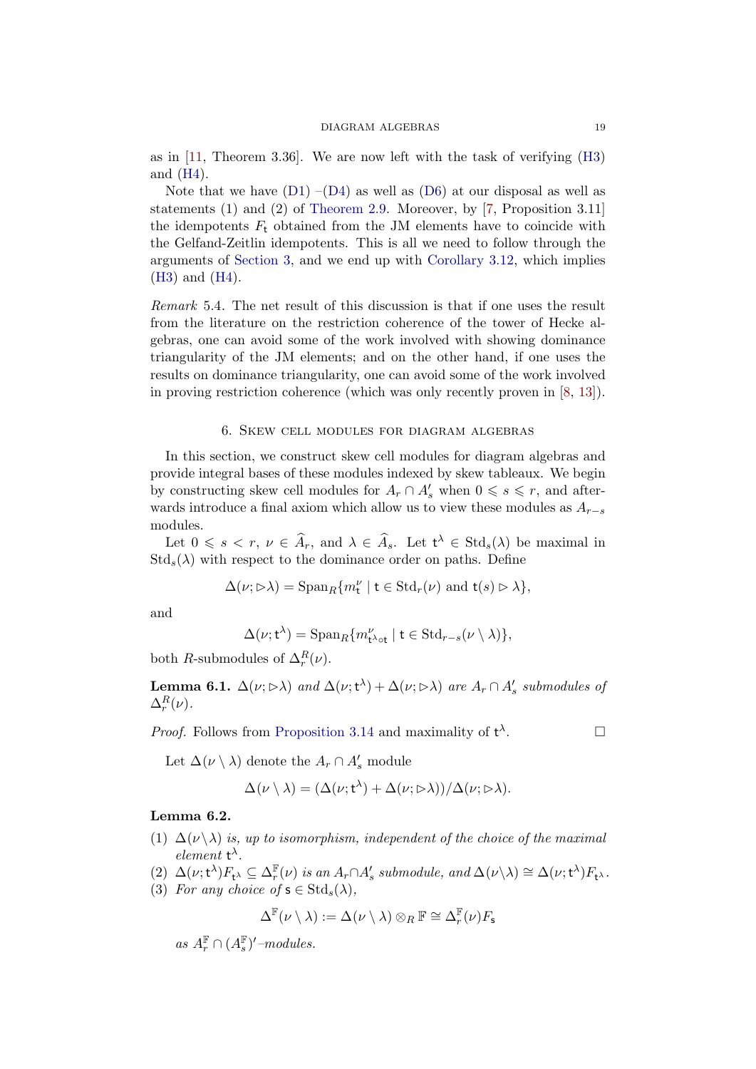as in [11, Theorem 3.36]. We are now left with the task of verifying (H3) and (H4).

Note that we have (D1) –(D4) as well as (D6) at our disposal as well as statements (1) and (2) of Theorem 2.9. Moreover, by [7, Proposition 3.11] the idempotents $F_{\mathsf{t}}$ obtained from the JM elements have to coincide with the Gelfand-Zeitlin idempotents. This is all we need to follow through the arguments of Section 3, and we end up with Corollary 3.12, which implies (H3) and (H4).

*Remark* 5.4. The net result of this discussion is that if one uses the result from the literature on the restriction coherence of the tower of Hecke algebras, one can avoid some of the work involved with showing dominance triangularity of the JM elements; and on the other hand, if one uses the results on dominance triangularity, one can avoid some of the work involved in proving restriction coherence (which was only recently proven in [8, 13]).

## 6. Skew cell modules for diagram algebras

In this section, we construct skew cell modules for diagram algebras and provide integral bases of these modules indexed by skew tableaux. We begin by constructing skew cell modules for $A_r \cap A_s'$ when $0 \leqslant s \leqslant r$, and afterwards introduce a final axiom which allow us to view these modules as $A_{r-s}$ modules.

Let $0 \leqslant s < r$, $\nu \in \widehat{A}_r$, and $\lambda \in \widehat{A}_s$. Let $\mathsf{t}^\lambda \in \mathrm{Std}_s(\lambda)$ be maximal in $\mathrm{Std}_s(\lambda)$ with respect to the dominance order on paths. Define

$$\Delta(\nu; \rhd\lambda) = \mathrm{Span}_R\{m^\nu_{\mathsf{t}} \mid \mathsf{t} \in \mathrm{Std}_r(\nu) \text{ and } \mathsf{t}(s) \rhd \lambda\},$$

and

$$\Delta(\nu; \mathsf{t}^\lambda) = \mathrm{Span}_R\{m^\nu_{\mathsf{t}^\lambda \circ \mathsf{t}} \mid \mathsf{t} \in \mathrm{Std}_{r-s}(\nu \setminus \lambda)\},$$

both $R$-submodules of $\Delta^R_r(\nu)$.

**Lemma 6.1.** *$\Delta(\nu; \rhd\lambda)$ and $\Delta(\nu; \mathsf{t}^\lambda) + \Delta(\nu; \rhd\lambda)$ are $A_r \cap A_s'$ submodules of $\Delta^R_r(\nu)$.*

*Proof.* Follows from Proposition 3.14 and maximality of $\mathsf{t}^\lambda$. □

Let $\Delta(\nu \setminus \lambda)$ denote the $A_r \cap A_s'$ module

$$\Delta(\nu \setminus \lambda) = (\Delta(\nu; \mathsf{t}^\lambda) + \Delta(\nu; \rhd\lambda))/\Delta(\nu; \rhd\lambda).$$

**Lemma 6.2.**

1. *$\Delta(\nu \setminus \lambda)$ is, up to isomorphism, independent of the choice of the maximal element $\mathsf{t}^\lambda$.*
2. *$\Delta(\nu; \mathsf{t}^\lambda)F_{\mathsf{t}^\lambda} \subseteq \Delta^{\mathbb{F}}_r(\nu)$ is an $A_r \cap A_s'$ submodule, and $\Delta(\nu \setminus \lambda) \cong \Delta(\nu; \mathsf{t}^\lambda)F_{\mathsf{t}^\lambda}$.*
3. *For any choice of $\mathsf{s} \in \mathrm{Std}_s(\lambda)$,*

$$\Delta^{\mathbb{F}}(\nu \setminus \lambda) := \Delta(\nu \setminus \lambda) \otimes_R \mathbb{F} \cong \Delta^{\mathbb{F}}_r(\nu)F_{\mathsf{s}}$$

*as $A^{\mathbb{F}}_r \cap (A^{\mathbb{F}}_s)'$–modules.*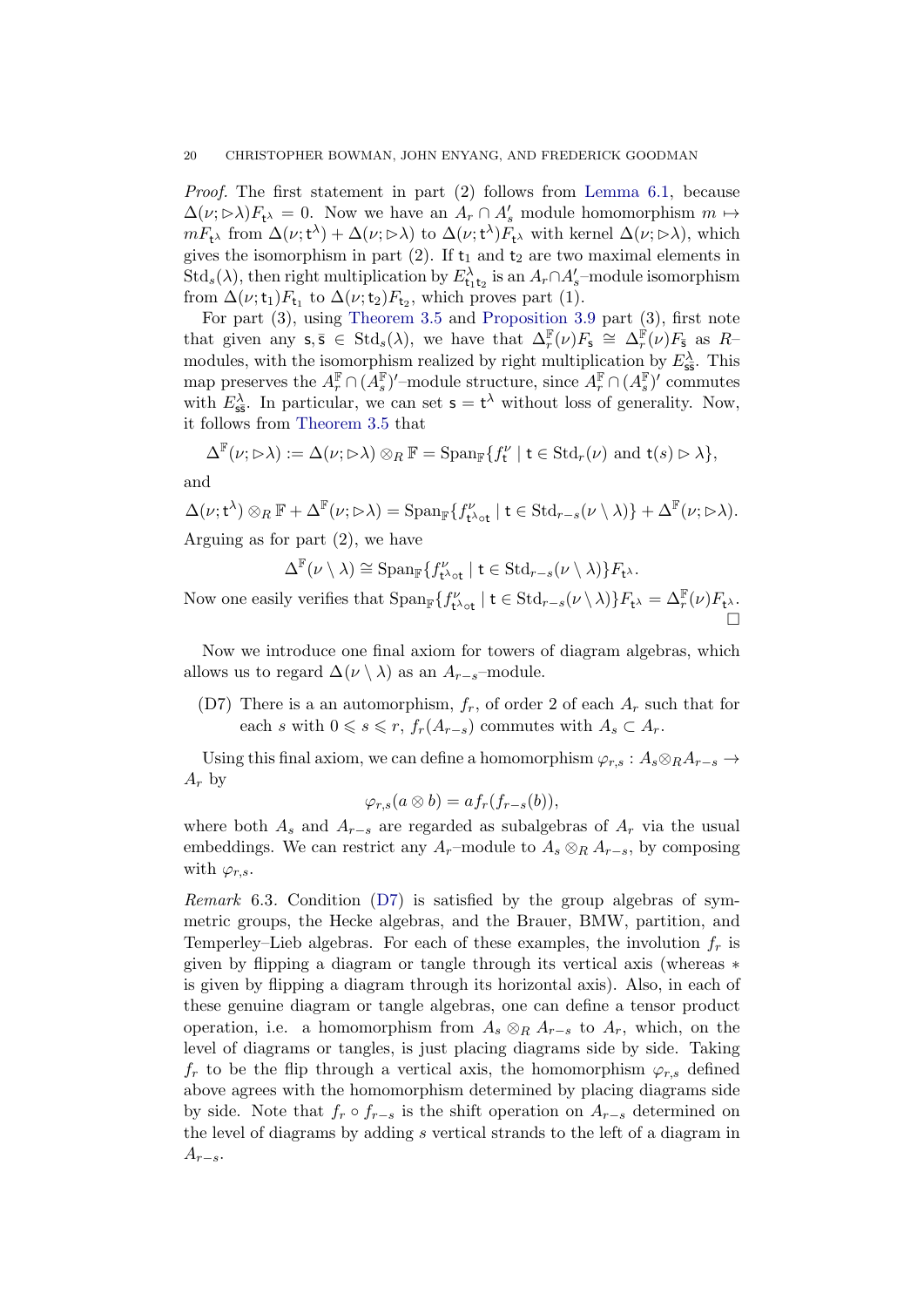*Proof.* The first statement in part (2) follows from Lemma 6.1, because $\Delta(\nu; \rhd\lambda)F_{\mathsf{t}^\lambda} = 0$. Now we have an $A_r \cap A_s'$ module homomorphism $m \mapsto mF_{\mathsf{t}^\lambda}$ from $\Delta(\nu; \mathsf{t}^\lambda) + \Delta(\nu; \rhd\lambda)$ to $\Delta(\nu; \mathsf{t}^\lambda)F_{\mathsf{t}^\lambda}$ with kernel $\Delta(\nu; \rhd\lambda)$, which gives the isomorphism in part (2). If $\mathsf{t}_1$ and $\mathsf{t}_2$ are two maximal elements in $\mathrm{Std}_s(\lambda)$, then right multiplication by $E^\lambda_{\mathsf{t}_1\mathsf{t}_2}$ is an $A_r \cap A_s'$–module isomorphism from $\Delta(\nu; \mathsf{t}_1)F_{\mathsf{t}_1}$ to $\Delta(\nu; \mathsf{t}_2)F_{\mathsf{t}_2}$, which proves part (1).

For part (3), using Theorem 3.5 and Proposition 3.9 part (3), first note that given any $\mathsf{s}, \bar{\mathsf{s}} \in \mathrm{Std}_s(\lambda)$, we have that $\Delta^{\mathbb{F}}_r(\nu)F_{\mathsf{s}} \cong \Delta^{\mathbb{F}}_r(\nu)F_{\bar{\mathsf{s}}}$ as $R$–modules, with the isomorphism realized by right multiplication by $E^\lambda_{\mathsf{s}\bar{\mathsf{s}}}$. This map preserves the $A^{\mathbb{F}}_r \cap (A^{\mathbb{F}}_s)'$–module structure, since $A^{\mathbb{F}}_r \cap (A^{\mathbb{F}}_s)'$ commutes with $E^\lambda_{\mathsf{s}\bar{\mathsf{s}}}$. In particular, we can set $\mathsf{s} = \mathsf{t}^\lambda$ without loss of generality. Now, it follows from Theorem 3.5 that

$$\Delta^{\mathbb{F}}(\nu; \rhd\lambda) := \Delta(\nu; \rhd\lambda) \otimes_R \mathbb{F} = \mathrm{Span}_{\mathbb{F}}\{f^\nu_{\mathsf{t}} \mid \mathsf{t} \in \mathrm{Std}_r(\nu) \text{ and } \mathsf{t}(s) \rhd \lambda\},$$

and

$$\Delta(\nu; \mathsf{t}^\lambda) \otimes_R \mathbb{F} + \Delta^{\mathbb{F}}(\nu; \rhd\lambda) = \mathrm{Span}_{\mathbb{F}}\{f^\nu_{\mathsf{t}^\lambda \circ \mathsf{t}} \mid \mathsf{t} \in \mathrm{Std}_{r-s}(\nu \setminus \lambda)\} + \Delta^{\mathbb{F}}(\nu; \rhd\lambda).$$

Arguing as for part (2), we have

$$\Delta^{\mathbb{F}}(\nu \setminus \lambda) \cong \mathrm{Span}_{\mathbb{F}}\{f^\nu_{\mathsf{t}^\lambda \circ \mathsf{t}} \mid \mathsf{t} \in \mathrm{Std}_{r-s}(\nu \setminus \lambda)\}F_{\mathsf{t}^\lambda}.$$

Now one easily verifies that $\mathrm{Span}_{\mathbb{F}}\{f^\nu_{\mathsf{t}^\lambda \circ \mathsf{t}} \mid \mathsf{t} \in \mathrm{Std}_{r-s}(\nu \setminus \lambda)\}F_{\mathsf{t}^\lambda} = \Delta^{\mathbb{F}}_r(\nu)F_{\mathsf{t}^\lambda}$. $\square$

Now we introduce one final axiom for towers of diagram algebras, which allows us to regard $\Delta(\nu \setminus \lambda)$ as an $A_{r-s}$–module.

(D7) There is a an automorphism, $f_r$, of order 2 of each $A_r$ such that for each $s$ with $0 \leqslant s \leqslant r$, $f_r(A_{r-s})$ commutes with $A_s \subset A_r$.

Using this final axiom, we can define a homomorphism $\varphi_{r,s} : A_s \otimes_R A_{r-s} \to A_r$ by

$$\varphi_{r,s}(a \otimes b) = a f_r(f_{r-s}(b)),$$

where both $A_s$ and $A_{r-s}$ are regarded as subalgebras of $A_r$ via the usual embeddings. We can restrict any $A_r$–module to $A_s \otimes_R A_{r-s}$, by composing with $\varphi_{r,s}$.

*Remark* 6.3. Condition (D7) is satisfied by the group algebras of symmetric groups, the Hecke algebras, and the Brauer, BMW, partition, and Temperley–Lieb algebras. For each of these examples, the involution $f_r$ is given by flipping a diagram or tangle through its vertical axis (whereas $*$ is given by flipping a diagram through its horizontal axis). Also, in each of these genuine diagram or tangle algebras, one can define a tensor product operation, i.e. a homomorphism from $A_s \otimes_R A_{r-s}$ to $A_r$, which, on the level of diagrams or tangles, is just placing diagrams side by side. Taking $f_r$ to be the flip through a vertical axis, the homomorphism $\varphi_{r,s}$ defined above agrees with the homomorphism determined by placing diagrams side by side. Note that $f_r \circ f_{r-s}$ is the shift operation on $A_{r-s}$ determined on the level of diagrams by adding $s$ vertical strands to the left of a diagram in $A_{r-s}$.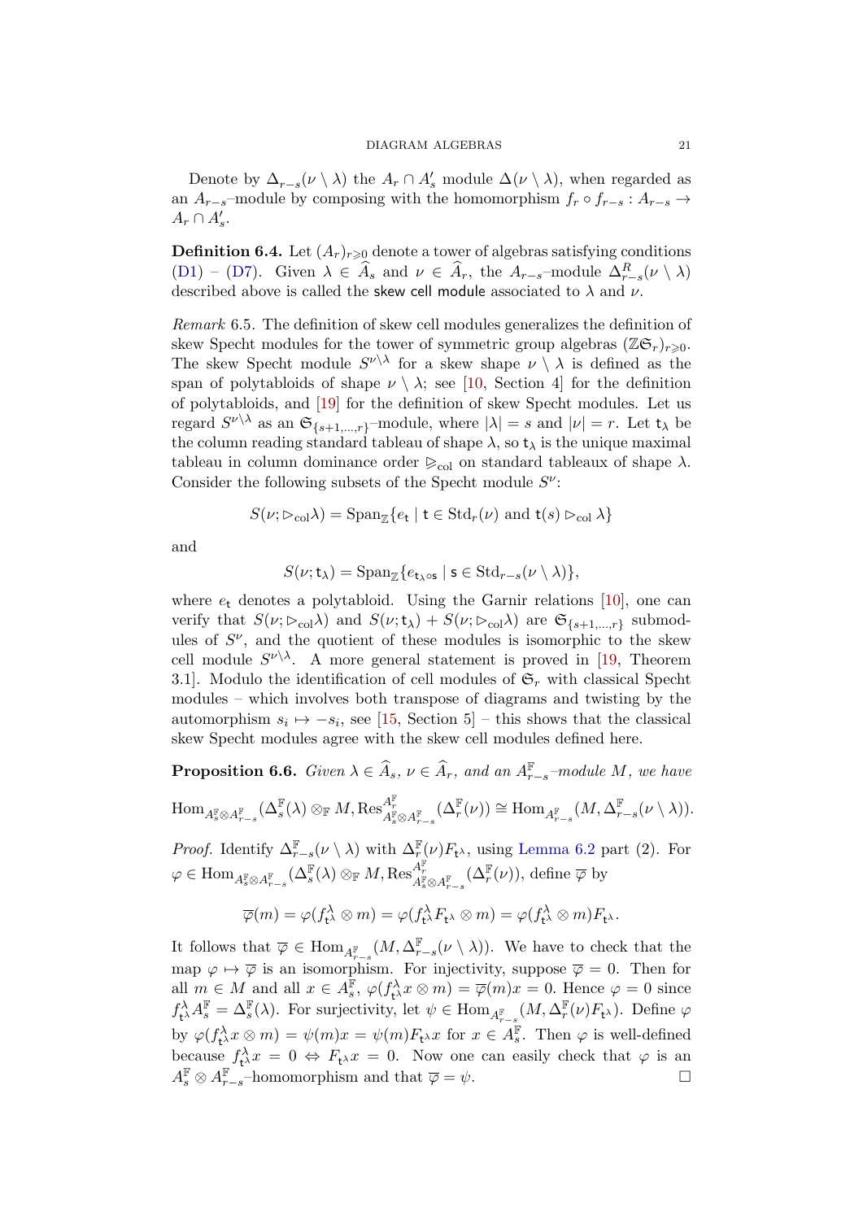Denote by $\Delta_{r-s}(\nu \setminus \lambda)$ the $A_r \cap A'_s$ module $\Delta(\nu \setminus \lambda)$, when regarded as an $A_{r-s}$–module by composing with the homomorphism $f_r \circ f_{r-s} : A_{r-s} \to A_r \cap A'_s$.

**Definition 6.4.** Let $(A_r)_{r \geqslant 0}$ denote a tower of algebras satisfying conditions (D1) – (D7). Given $\lambda \in \widehat{A}_s$ and $\nu \in \widehat{A}_r$, the $A_{r-s}$–module $\Delta^R_{r-s}(\nu \setminus \lambda)$ described above is called the skew cell module associated to $\lambda$ and $\nu$.

*Remark* 6.5. The definition of skew cell modules generalizes the definition of skew Specht modules for the tower of symmetric group algebras $(\mathbb{Z}\mathfrak{S}_r)_{r \geqslant 0}$. The skew Specht module $S^{\nu \setminus \lambda}$ for a skew shape $\nu \setminus \lambda$ is defined as the span of polytabloids of shape $\nu \setminus \lambda$; see [10, Section 4] for the definition of polytabloids, and [19] for the definition of skew Specht modules. Let us regard $S^{\nu \setminus \lambda}$ as an $\mathfrak{S}_{\{s+1,\ldots,r\}}$–module, where $|\lambda| = s$ and $|\nu| = r$. Let $\mathsf{t}_\lambda$ be the column reading standard tableau of shape $\lambda$, so $\mathsf{t}_\lambda$ is the unique maximal tableau in column dominance order $\trianglerighteq_{\mathrm{col}}$ on standard tableaux of shape $\lambda$. Consider the following subsets of the Specht module $S^\nu$:

$$S(\nu; \vartriangleright_{\mathrm{col}} \lambda) = \mathrm{Span}_{\mathbb{Z}}\{e_{\mathsf{t}} \mid \mathsf{t} \in \mathrm{Std}_r(\nu) \text{ and } \mathsf{t}(s) \vartriangleright_{\mathrm{col}} \lambda\}$$

and

$$S(\nu; \mathsf{t}_\lambda) = \mathrm{Span}_{\mathbb{Z}}\{e_{\mathsf{t}_\lambda \circ \mathsf{s}} \mid \mathsf{s} \in \mathrm{Std}_{r-s}(\nu \setminus \lambda)\},$$

where $e_{\mathsf{t}}$ denotes a polytabloid. Using the Garnir relations [10], one can verify that $S(\nu; \vartriangleright_{\mathrm{col}} \lambda)$ and $S(\nu; \mathsf{t}_\lambda) + S(\nu; \vartriangleright_{\mathrm{col}} \lambda)$ are $\mathfrak{S}_{\{s+1,\ldots,r\}}$ submodules of $S^\nu$, and the quotient of these modules is isomorphic to the skew cell module $S^{\nu \setminus \lambda}$. A more general statement is proved in [19, Theorem 3.1]. Modulo the identification of cell modules of $\mathfrak{S}_r$ with classical Specht modules – which involves both transpose of diagrams and twisting by the automorphism $s_i \mapsto -s_i$, see [15, Section 5] – this shows that the classical skew Specht modules agree with the skew cell modules defined here.

**Proposition 6.6.** *Given $\lambda \in \widehat{A}_s$, $\nu \in \widehat{A}_r$, and an $A^{\mathbb{F}}_{r-s}$–module $M$, we have*

$$\mathrm{Hom}_{A^{\mathbb{F}}_s \otimes A^{\mathbb{F}}_{r-s}}(\Delta^{\mathbb{F}}_s(\lambda) \otimes_{\mathbb{F}} M, \mathrm{Res}^{A^{\mathbb{F}}_r}_{A^{\mathbb{F}}_s \otimes A^{\mathbb{F}}_{r-s}}(\Delta^{\mathbb{F}}_r(\nu)) \cong \mathrm{Hom}_{A^{\mathbb{F}}_{r-s}}(M, \Delta^{\mathbb{F}}_{r-s}(\nu \setminus \lambda)).$$

*Proof.* Identify $\Delta^{\mathbb{F}}_{r-s}(\nu \setminus \lambda)$ with $\Delta^{\mathbb{F}}_r(\nu) F_{\mathsf{t}^\lambda}$, using Lemma 6.2 part (2). For $\varphi \in \mathrm{Hom}_{A^{\mathbb{F}}_s \otimes A^{\mathbb{F}}_{r-s}}(\Delta^{\mathbb{F}}_s(\lambda) \otimes_{\mathbb{F}} M, \mathrm{Res}^{A^{\mathbb{F}}_r}_{A^{\mathbb{F}}_s \otimes A^{\mathbb{F}}_{r-s}}(\Delta^{\mathbb{F}}_r(\nu))$, define $\overline{\varphi}$ by

$$\overline{\varphi}(m) = \varphi(f^\lambda_{\mathsf{t}^\lambda} \otimes m) = \varphi(f^\lambda_{\mathsf{t}^\lambda} F_{\mathsf{t}^\lambda} \otimes m) = \varphi(f^\lambda_{\mathsf{t}^\lambda} \otimes m) F_{\mathsf{t}^\lambda}.$$

It follows that $\overline{\varphi} \in \mathrm{Hom}_{A^{\mathbb{F}}_{r-s}}(M, \Delta^{\mathbb{F}}_{r-s}(\nu \setminus \lambda))$. We have to check that the map $\varphi \mapsto \overline{\varphi}$ is an isomorphism. For injectivity, suppose $\overline{\varphi} = 0$. Then for all $m \in M$ and all $x \in A^{\mathbb{F}}_s$, $\varphi(f^\lambda_{\mathsf{t}^\lambda} x \otimes m) = \overline{\varphi}(m) x = 0$. Hence $\varphi = 0$ since $f^\lambda_{\mathsf{t}^\lambda} A^{\mathbb{F}}_s = \Delta^{\mathbb{F}}_s(\lambda)$. For surjectivity, let $\psi \in \mathrm{Hom}_{A^{\mathbb{F}}_{r-s}}(M, \Delta^{\mathbb{F}}_r(\nu) F_{\mathsf{t}^\lambda})$. Define $\varphi$ by $\varphi(f^\lambda_{\mathsf{t}^\lambda} x \otimes m) = \psi(m) x = \psi(m) F_{\mathsf{t}^\lambda} x$ for $x \in A^{\mathbb{F}}_s$. Then $\varphi$ is well-defined because $f^\lambda_{\mathsf{t}^\lambda} x = 0 \Leftrightarrow F_{\mathsf{t}^\lambda} x = 0$. Now one can easily check that $\varphi$ is an $A^{\mathbb{F}}_s \otimes A^{\mathbb{F}}_{r-s}$–homomorphism and that $\overline{\varphi} = \psi$. $\square$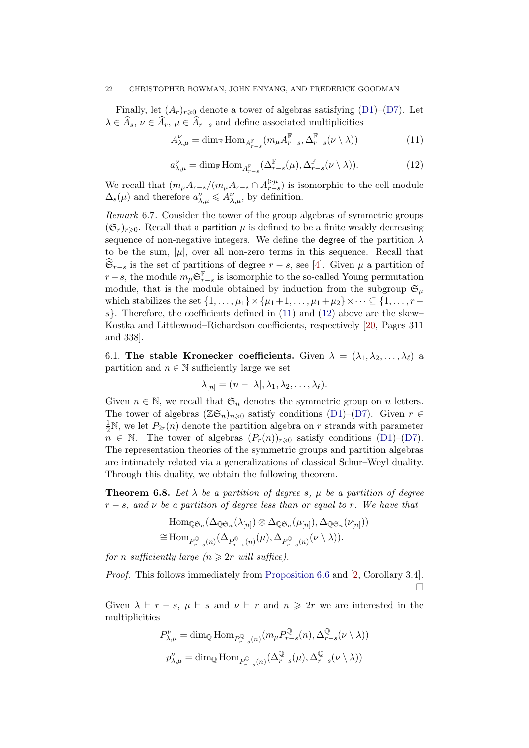Finally, let $(A_r)_{r\geqslant 0}$ denote a tower of algebras satisfying (D1)–(D7). Let $\lambda \in \widehat{A}_s$, $\nu \in \widehat{A}_r$, $\mu \in \widehat{A}_{r-s}$ and define associated multiplicities

$$A^{\nu}_{\lambda,\mu} = \dim_{\mathbb{F}} \mathrm{Hom}_{A^{\mathbb{F}}_{r-s}}(m_\mu A^{\mathbb{F}}_{r-s}, \Delta^{\mathbb{F}}_{r-s}(\nu \setminus \lambda)) \tag{11}$$

$$a^{\nu}_{\lambda,\mu} = \dim_{\mathbb{F}} \mathrm{Hom}_{A^{\mathbb{F}}_{r-s}}(\Delta^{\mathbb{F}}_{r-s}(\mu), \Delta^{\mathbb{F}}_{r-s}(\nu \setminus \lambda)). \tag{12}$$

We recall that $(m_\mu A_{r-s}/(m_\mu A_{r-s} \cap A^{\rhd\mu}_{r-s})$ is isomorphic to the cell module $\Delta_s(\mu)$ and therefore $a^{\nu}_{\lambda,\mu} \leqslant A^{\nu}_{\lambda,\mu}$, by definition.

*Remark* 6.7. Consider the tower of the group algebras of symmetric groups $(\mathfrak{S}_r)_{r\geqslant 0}$. Recall that a partition $\mu$ is defined to be a finite weakly decreasing sequence of non-negative integers. We define the degree of the partition $\lambda$ to be the sum, $|\mu|$, over all non-zero terms in this sequence. Recall that $\widehat{\mathfrak{S}}_{r-s}$ is the set of partitions of degree $r-s$, see [4]. Given $\mu$ a partition of $r-s$, the module $m_\mu \mathfrak{S}^{\mathbb{F}}_{r-s}$ is isomorphic to the so-called Young permutation module, that is the module obtained by induction from the subgroup $\mathfrak{S}_\mu$ which stabilizes the set $\{1,\dots,\mu_1\} \times \{\mu_1+1,\dots,\mu_1+\mu_2\} \times \cdots \subseteq \{1,\dots,r-s\}$. Therefore, the coefficients defined in (11) and (12) above are the skew–Kostka and Littlewood–Richardson coefficients, respectively [20, Pages 311 and 338].

6.1. **The stable Kronecker coefficients.** Given $\lambda = (\lambda_1, \lambda_2, \dots, \lambda_\ell)$ a partition and $n \in \mathbb{N}$ sufficiently large we set

$$\lambda_{[n]} = (n - |\lambda|, \lambda_1, \lambda_2, \dots, \lambda_\ell).$$

Given $n \in \mathbb{N}$, we recall that $\mathfrak{S}_n$ denotes the symmetric group on $n$ letters. The tower of algebras $(\mathbb{Z}\mathfrak{S}_n)_{n\geqslant 0}$ satisfy conditions (D1)–(D7). Given $r \in \frac{1}{2}\mathbb{N}$, we let $P_{2r}(n)$ denote the partition algebra on $r$ strands with parameter $n \in \mathbb{N}$. The tower of algebras $(P_r(n))_{r\geqslant 0}$ satisfy conditions (D1)–(D7). The representation theories of the symmetric groups and partition algebras are intimately related via a generalizations of classical Schur–Weyl duality. Through this duality, we obtain the following theorem.

**Theorem 6.8.** *Let $\lambda$ be a partition of degree $s$, $\mu$ be a partition of degree $r-s$, and $\nu$ be a partition of degree less than or equal to $r$. We have that*

$$\begin{aligned}&\mathrm{Hom}_{\mathbb{Q}\mathfrak{S}_n}(\Delta_{\mathbb{Q}\mathfrak{S}_n}(\lambda_{[n]}) \otimes \Delta_{\mathbb{Q}\mathfrak{S}_n}(\mu_{[n]}), \Delta_{\mathbb{Q}\mathfrak{S}_n}(\nu_{[n]}))\\ \cong\,&\mathrm{Hom}_{P^{\mathbb{Q}}_{r-s}(n)}(\Delta_{P^{\mathbb{Q}}_{r-s}(n)}(\mu), \Delta_{P^{\mathbb{Q}}_{r-s}(n)}(\nu \setminus \lambda)).\end{aligned}$$

*for $n$ sufficiently large ($n \geqslant 2r$ will suffice).*

*Proof.* This follows immediately from Proposition 6.6 and [2, Corollary 3.4]. $\square$

Given $\lambda \vdash r-s$, $\mu \vdash s$ and $\nu \vdash r$ and $n \geqslant 2r$ we are interested in the multiplicities

$$P^{\nu}_{\lambda,\mu} = \dim_{\mathbb{Q}} \mathrm{Hom}_{P^{\mathbb{Q}}_{r-s}(n)}(m_\mu P^{\mathbb{Q}}_{r-s}(n), \Delta^{\mathbb{Q}}_{r-s}(\nu \setminus \lambda))$$

$$p^{\nu}_{\lambda,\mu} = \dim_{\mathbb{Q}} \mathrm{Hom}_{P^{\mathbb{Q}}_{r-s}(n)}(\Delta^{\mathbb{Q}}_{r-s}(\mu), \Delta^{\mathbb{Q}}_{r-s}(\nu \setminus \lambda))$$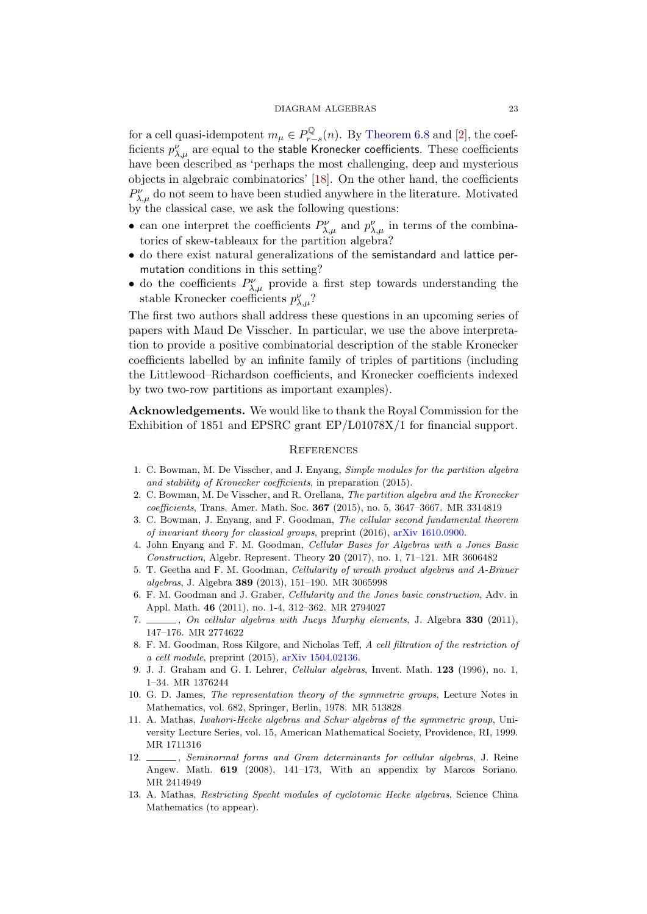for a cell quasi-idempotent $m_\mu \in P^{\mathbb{Q}}_{r-s}(n)$. By Theorem 6.8 and [2], the coefficients $p^{\nu}_{\lambda,\mu}$ are equal to the stable Kronecker coefficients. These coefficients have been described as 'perhaps the most challenging, deep and mysterious objects in algebraic combinatorics' [18]. On the other hand, the coefficients $P^{\nu}_{\lambda,\mu}$ do not seem to have been studied anywhere in the literature. Motivated by the classical case, we ask the following questions:

- can one interpret the coefficients $P^{\nu}_{\lambda,\mu}$ and $p^{\nu}_{\lambda,\mu}$ in terms of the combinatorics of skew-tableaux for the partition algebra?
- do there exist natural generalizations of the semistandard and lattice permutation conditions in this setting?
- do the coefficients $P^{\nu}_{\lambda,\mu}$ provide a first step towards understanding the stable Kronecker coefficients $p^{\nu}_{\lambda,\mu}$?

The first two authors shall address these questions in an upcoming series of papers with Maud De Visscher. In particular, we use the above interpretation to provide a positive combinatorial description of the stable Kronecker coefficients labelled by an infinite family of triples of partitions (including the Littlewood–Richardson coefficients, and Kronecker coefficients indexed by two two-row partitions as important examples).

**Acknowledgements.** We would like to thank the Royal Commission for the Exhibition of 1851 and EPSRC grant EP/L01078X/1 for financial support.

## References

1. C. Bowman, M. De Visscher, and J. Enyang, *Simple modules for the partition algebra and stability of Kronecker coefficients*, in preparation (2015).
2. C. Bowman, M. De Visscher, and R. Orellana, *The partition algebra and the Kronecker coefficients*, Trans. Amer. Math. Soc. **367** (2015), no. 5, 3647–3667. MR 3314819
3. C. Bowman, J. Enyang, and F. Goodman, *The cellular second fundamental theorem of invariant theory for classical groups*, preprint (2016), arXiv 1610.0900.
4. John Enyang and F. M. Goodman, *Cellular Bases for Algebras with a Jones Basic Construction*, Algebr. Represent. Theory **20** (2017), no. 1, 71–121. MR 3606482
5. T. Geetha and F. M. Goodman, *Cellularity of wreath product algebras and A-Brauer algebras*, J. Algebra **389** (2013), 151–190. MR 3065998
6. F. M. Goodman and J. Graber, *Cellularity and the Jones basic construction*, Adv. in Appl. Math. **46** (2011), no. 1-4, 312–362. MR 2794027
7. ______, *On cellular algebras with Jucys Murphy elements*, J. Algebra **330** (2011), 147–176. MR 2774622
8. F. M. Goodman, Ross Kilgore, and Nicholas Teff, *A cell filtration of the restriction of a cell module*, preprint (2015), arXiv 1504.02136.
9. J. J. Graham and G. I. Lehrer, *Cellular algebras*, Invent. Math. **123** (1996), no. 1, 1–34. MR 1376244
10. G. D. James, *The representation theory of the symmetric groups*, Lecture Notes in Mathematics, vol. 682, Springer, Berlin, 1978. MR 513828
11. A. Mathas, *Iwahori-Hecke algebras and Schur algebras of the symmetric group*, University Lecture Series, vol. 15, American Mathematical Society, Providence, RI, 1999. MR 1711316
12. ______, *Seminormal forms and Gram determinants for cellular algebras*, J. Reine Angew. Math. **619** (2008), 141–173, With an appendix by Marcos Soriano. MR 2414949
13. A. Mathas, *Restricting Specht modules of cyclotomic Hecke algebras*, Science China Mathematics (to appear).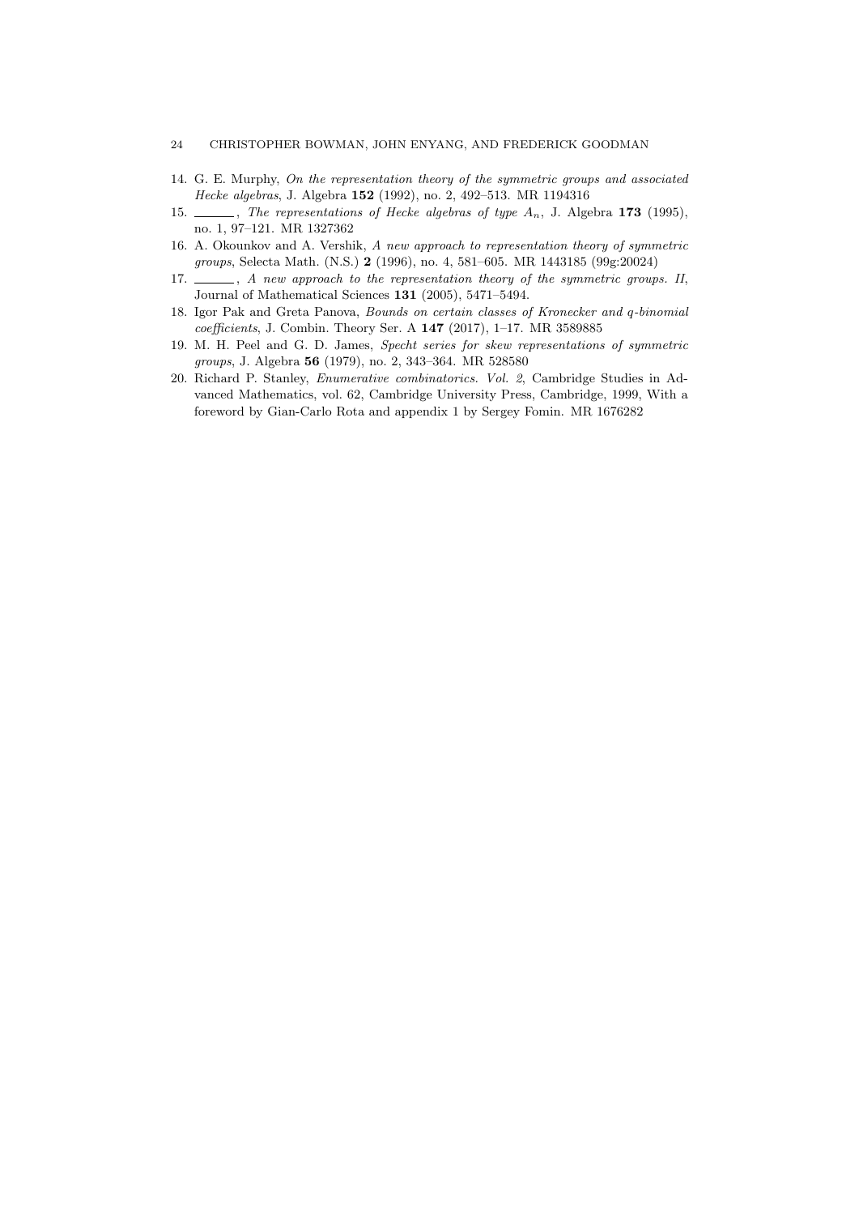14. G. E. Murphy, *On the representation theory of the symmetric groups and associated Hecke algebras*, J. Algebra **152** (1992), no. 2, 492–513. MR 1194316
15. ———, *The representations of Hecke algebras of type $A_n$*, J. Algebra **173** (1995), no. 1, 97–121. MR 1327362
16. A. Okounkov and A. Vershik, *A new approach to representation theory of symmetric groups*, Selecta Math. (N.S.) **2** (1996), no. 4, 581–605. MR 1443185 (99g:20024)
17. ———, *A new approach to the representation theory of the symmetric groups. II*, Journal of Mathematical Sciences **131** (2005), 5471–5494.
18. Igor Pak and Greta Panova, *Bounds on certain classes of Kronecker and q-binomial coefficients*, J. Combin. Theory Ser. A **147** (2017), 1–17. MR 3589885
19. M. H. Peel and G. D. James, *Specht series for skew representations of symmetric groups*, J. Algebra **56** (1979), no. 2, 343–364. MR 528580
20. Richard P. Stanley, *Enumerative combinatorics. Vol. 2*, Cambridge Studies in Advanced Mathematics, vol. 62, Cambridge University Press, Cambridge, 1999, With a foreword by Gian-Carlo Rota and appendix 1 by Sergey Fomin. MR 1676282